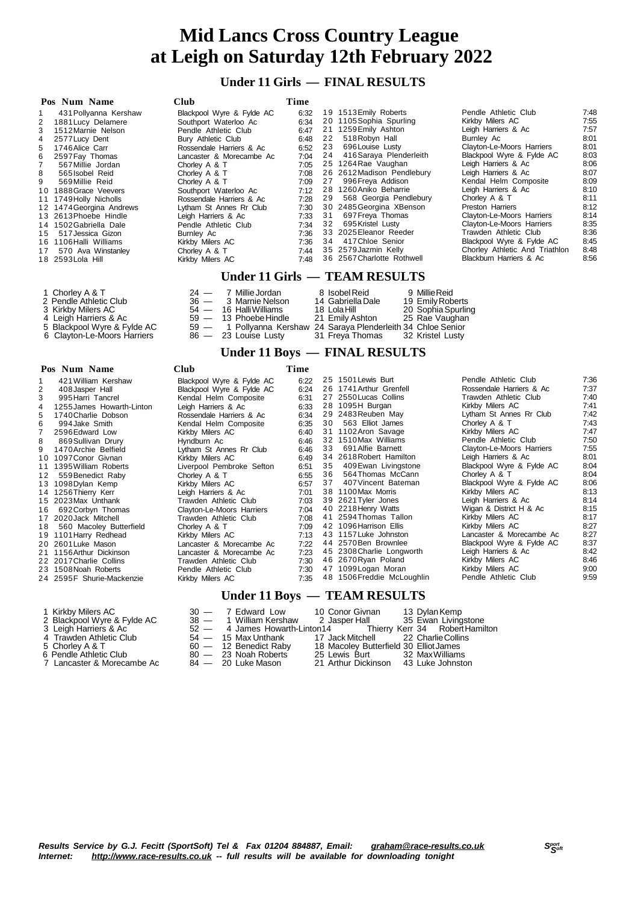# Mid Lancs Cross Country League
# at Leigh on Saturday 12th February 2022

## Under 11 Girls — FINAL RESULTS

| Pos | Num | Name | Club | Time |
|---|---|---|---|---|
| 1 | 431 | Pollyanna Kershaw | Blackpool Wyre & Fylde AC | 6:32 |
| 2 | 1881 | Lucy Delamere | Southport Waterloo Ac | 6:34 |
| 3 | 1512 | Marnie Nelson | Pendle Athletic Club | 6:47 |
| 4 | 2577 | Lucy Dent | Bury Athletic Club | 6:48 |
| 5 | 1746 | Alice Carr | Rossendale Harriers & Ac | 6:52 |
| 6 | 2597 | Fay Thomas | Lancaster & Morecambe Ac | 7:04 |
| 7 | 567 | Millie Jordan | Chorley A & T | 7:05 |
| 8 | 565 | Isobel Reid | Chorley A & T | 7:08 |
| 9 | 569 | Millie Reid | Chorley A & T | 7:09 |
| 10 | 1888 | Grace Veevers | Southport Waterloo Ac | 7:12 |
| 11 | 1749 | Holly Nicholls | Rossendale Harriers & Ac | 7:28 |
| 12 | 1474 | Georgina Andrews | Lytham St Annes Rr Club | 7:30 |
| 13 | 2613 | Phoebe Hindle | Leigh Harriers & Ac | 7:33 |
| 14 | 1502 | Gabriella Dale | Pendle Athletic Club | 7:34 |
| 15 | 517 | Jessica Gizon | Burnley Ac | 7:36 |
| 16 | 1106 | Halli Williams | Kirkby Milers AC | 7:36 |
| 17 | 570 | Ava Winstanley | Chorley A & T | 7:44 |
| 18 | 2593 | Lola Hill | Kirkby Milers AC | 7:48 |
| 19 | 1513 | Emily Roberts | Pendle Athletic Club | 7:48 |
| 20 | 1105 | Sophia Spurling | Kirkby Milers AC | 7:55 |
| 21 | 1259 | Emily Ashton | Leigh Harriers & Ac | 7:57 |
| 22 | 518 | Robyn Hall | Burnley Ac | 8:01 |
| 23 | 696 | Louise Lusty | Clayton-Le-Moors Harriers | 8:01 |
| 24 | 416 | Saraya Plenderleith | Blackpool Wyre & Fylde AC | 8:03 |
| 25 | 1264 | Rae Vaughan | Leigh Harriers & Ac | 8:06 |
| 26 | 2612 | Madison Pendlebury | Leigh Harriers & Ac | 8:07 |
| 27 | 996 | Freya Addison | Kendal Helm Composite | 8:09 |
| 28 | 1260 | Aniko Beharrie | Leigh Harriers & Ac | 8:10 |
| 29 | 568 | Georgia Pendlebury | Chorley A & T | 8:11 |
| 30 | 2485 | Georgina XBenson | Preston Harriers | 8:12 |
| 31 | 697 | Freya Thomas | Clayton-Le-Moors Harriers | 8:14 |
| 32 | 695 | Kristel Lusty | Clayton-Le-Moors Harriers | 8:35 |
| 33 | 2025 | Eleanor Reeder | Trawden Athletic Club | 8:36 |
| 34 | 417 | Chloe Senior | Blackpool Wyre & Fylde AC | 8:45 |
| 35 | 2579 | Jazmin Kelly | Chorley Athletic And Triathlon | 8:48 |
| 36 | 2567 | Charlotte Rothwell | Blackburn Harriers & Ac | 8:56 |

## Under 11 Girls — TEAM RESULTS

| Pos | Team | Points | 1st | 2nd | 3rd |
|---|---|---|---|---|---|
| 1 | Chorley A & T | 24 | 7 Millie Jordan | 8 Isobel Reid | 9 Millie Reid |
| 2 | Pendle Athletic Club | 36 | 3 Marnie Nelson | 14 Gabriella Dale | 19 Emily Roberts |
| 3 | Kirkby Milers AC | 54 | 16 Halli Williams | 18 Lola Hill | 20 Sophia Spurling |
| 4 | Leigh Harriers & Ac | 59 | 13 Phoebe Hindle | 21 Emily Ashton | 25 Rae Vaughan |
| 5 | Blackpool Wyre & Fylde AC | 59 | 1 Pollyanna Kershaw | 24 Saraya Plenderleith | 34 Chloe Senior |
| 6 | Clayton-Le-Moors Harriers | 86 | 23 Louise Lusty | 31 Freya Thomas | 32 Kristel Lusty |

## Under 11 Boys — FINAL RESULTS

| Pos | Num | Name | Club | Time |
|---|---|---|---|---|
| 1 | 421 | William Kershaw | Blackpool Wyre & Fylde AC | 6:22 |
| 2 | 408 | Jasper Hall | Blackpool Wyre & Fylde AC | 6:24 |
| 3 | 995 | Harri Tancrel | Kendal Helm Composite | 6:31 |
| 4 | 1255 | James Howarth-Linton | Leigh Harriers & Ac | 6:33 |
| 5 | 1740 | Charlie Dobson | Rossendale Harriers & Ac | 6:34 |
| 6 | 994 | Jake Smith | Kendal Helm Composite | 6:35 |
| 7 | 2596 | Edward Low | Kirkby Milers AC | 6:40 |
| 8 | 869 | Sullivan Drury | Hyndburn Ac | 6:46 |
| 9 | 1470 | Archie Belfield | Lytham St Annes Rr Club | 6:46 |
| 10 | 1097 | Conor Givnan | Kirkby Milers AC | 6:49 |
| 11 | 1395 | William Roberts | Liverpool Pembroke Sefton | 6:51 |
| 12 | 559 | Benedict Raby | Chorley A & T | 6:55 |
| 13 | 1098 | Dylan Kemp | Kirkby Milers AC | 6:57 |
| 14 | 1256 | Thierry Kerr | Leigh Harriers & Ac | 7:01 |
| 15 | 2023 | Max Unthank | Trawden Athletic Club | 7:03 |
| 16 | 692 | Corbyn Thomas | Clayton-Le-Moors Harriers | 7:04 |
| 17 | 2020 | Jack Mitchell | Trawden Athletic Club | 7:08 |
| 18 | 560 | Macoley Butterfield | Chorley A & T | 7:09 |
| 19 | 1101 | Harry Redhead | Kirkby Milers AC | 7:13 |
| 20 | 2601 | Luke Mason | Lancaster & Morecambe Ac | 7:22 |
| 21 | 1156 | Arthur Dickinson | Lancaster & Morecambe Ac | 7:23 |
| 22 | 2017 | Charlie Collins | Trawden Athletic Club | 7:30 |
| 23 | 1508 | Noah Roberts | Pendle Athletic Club | 7:30 |
| 24 | 2595 | F Shurie-Mackenzie | Kirkby Milers AC | 7:35 |
| 25 | 1501 | Lewis Burt | Pendle Athletic Club | 7:36 |
| 26 | 1741 | Arthur Grenfell | Rossendale Harriers & Ac | 7:37 |
| 27 | 2550 | Lucas Collins | Trawden Athletic Club | 7:40 |
| 28 | 1095 | H Burgan | Kirkby Milers AC | 7:41 |
| 29 | 2483 | Reuben May | Lytham St Annes Rr Club | 7:42 |
| 30 | 563 | Elliot James | Chorley A & T | 7:43 |
| 31 | 1102 | Aron Savage | Kirkby Milers AC | 7:47 |
| 32 | 1510 | Max Williams | Pendle Athletic Club | 7:50 |
| 33 | 691 | Alfie Barnett | Clayton-Le-Moors Harriers | 7:55 |
| 34 | 2618 | Robert Hamilton | Leigh Harriers & Ac | 8:01 |
| 35 | 409 | Ewan Livingstone | Blackpool Wyre & Fylde AC | 8:04 |
| 36 | 564 | Thomas McCann | Chorley A & T | 8:04 |
| 37 | 407 | Vincent Bateman | Blackpool Wyre & Fylde AC | 8:06 |
| 38 | 1100 | Max Morris | Kirkby Milers AC | 8:13 |
| 39 | 2621 | Tyler Jones | Leigh Harriers & Ac | 8:14 |
| 40 | 2218 | Henry Watts | Wigan & District H & Ac | 8:15 |
| 41 | 2594 | Thomas Tallon | Kirkby Milers AC | 8:17 |
| 42 | 1096 | Harrison Ellis | Kirkby Milers AC | 8:27 |
| 43 | 1157 | Luke Johnston | Lancaster & Morecambe Ac | 8:27 |
| 44 | 2570 | Ben Brownlee | Blackpool Wyre & Fylde AC | 8:37 |
| 45 | 2308 | Charlie Longworth | Leigh Harriers & Ac | 8:42 |
| 46 | 2670 | Ryan Poland | Kirkby Milers AC | 8:46 |
| 47 | 1099 | Logan Moran | Kirkby Milers AC | 9:00 |
| 48 | 1506 | Freddie McLoughlin | Pendle Athletic Club | 9:59 |

## Under 11 Boys — TEAM RESULTS

| Pos | Team | Points | 1st | 2nd | 3rd |
|---|---|---|---|---|---|
| 1 | Kirkby Milers AC | 30 | 7 Edward Low | 10 Conor Givnan | 13 Dylan Kemp |
| 2 | Blackpool Wyre & Fylde AC | 38 | 1 William Kershaw | 2 Jasper Hall | 35 Ewan Livingstone |
| 3 | Leigh Harriers & Ac | 52 | 4 James Howarth-Linton | 14 Thierry Kerr | 34 Robert Hamilton |
| 4 | Trawden Athletic Club | 54 | 15 Max Unthank | 17 Jack Mitchell | 22 Charlie Collins |
| 5 | Chorley A & T | 60 | 12 Benedict Raby | 18 Macoley Butterfield | 30 Elliot James |
| 6 | Pendle Athletic Club | 80 | 23 Noah Roberts | 25 Lewis Burt | 32 Max Williams |
| 7 | Lancaster & Morecambe Ac | 84 | 20 Luke Mason | 21 Arthur Dickinson | 43 Luke Johnston |

*Results Service by G.J. Fecitt (SportSoft) Tel & Fax 01204 884887, Email: graham@race-results.co.uk*
*Internet: http://www.race-results.co.uk -- full results will be available for downloading tonight*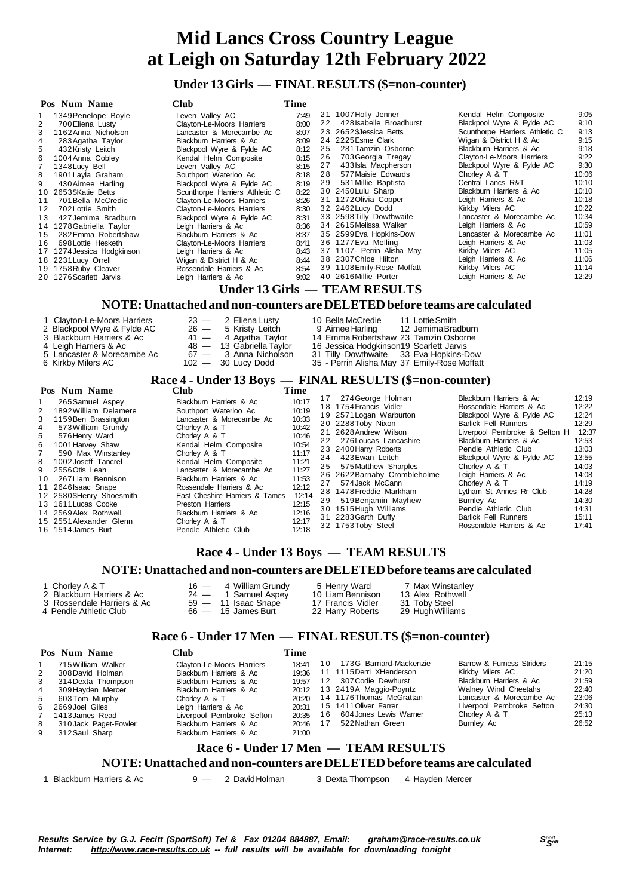# Mid Lancs Cross Country League
# at Leigh on Saturday 12th February 2022

## Under 13 Girls — FINAL RESULTS ($=non-counter)

| Pos | Num | Name | Club | Time |
|---|---|---|---|---|
| 1 | 1349 | Penelope Boyle | Leven Valley AC | 7:49 |
| 2 | 700 | Eliena Lusty | Clayton-Le-Moors Harriers | 8:00 |
| 3 | 1162 | Anna Nicholson | Lancaster & Morecambe Ac | 8:07 |
| 4 | 283 | Agatha Taylor | Blackburn Harriers & Ac | 8:09 |
| 5 | 432 | Kristy Leitch | Blackpool Wyre & Fylde AC | 8:12 |
| 6 | 1004 | Anna Cobley | Kendal Helm Composite | 8:15 |
| 7 | 1348 | Lucy Bell | Leven Valley AC | 8:15 |
| 8 | 1901 | Layla Graham | Southport Waterloo Ac | 8:18 |
| 9 | 430 | Aimee Harling | Blackpool Wyre & Fylde AC | 8:19 |
| 10 | 2653 | $Katie Betts | Scunthorpe Harriers Athletic C | 8:22 |
| 11 | 701 | Bella McCredie | Clayton-Le-Moors Harriers | 8:26 |
| 12 | 702 | Lottie Smith | Clayton-Le-Moors Harriers | 8:30 |
| 13 | 427 | Jemima Bradburn | Blackpool Wyre & Fylde AC | 8:31 |
| 14 | 1278 | Gabriella Taylor | Leigh Harriers & Ac | 8:36 |
| 15 | 282 | Emma Robertshaw | Blackburn Harriers & Ac | 8:37 |
| 16 | 698 | Lottie Hesketh | Clayton-Le-Moors Harriers | 8:41 |
| 17 | 1274 | Jessica Hodgkinson | Leigh Harriers & Ac | 8:43 |
| 18 | 2231 | Lucy Orrell | Wigan & District H & Ac | 8:44 |
| 19 | 1758 | Ruby Cleaver | Rossendale Harriers & Ac | 8:54 |
| 20 | 1276 | Scarlett Jarvis | Leigh Harriers & Ac | 9:02 |
| 21 | 1007 | Holly Jenner | Kendal Helm Composite | 9:05 |
| 22 | 428 | Isabelle Broadhurst | Blackpool Wyre & Fylde AC | 9:10 |
| 23 | 2652 | $Jessica Betts | Scunthorpe Harriers Athletic C | 9:13 |
| 24 | 2225 | Esme Clark | Wigan & District H & Ac | 9:15 |
| 25 | 281 | Tamzin Osborne | Blackburn Harriers & Ac | 9:18 |
| 26 | 703 | Georgia Tregay | Clayton-Le-Moors Harriers | 9:22 |
| 27 | 433 | Isla Macpherson | Blackpool Wyre & Fylde AC | 9:30 |
| 28 | 577 | Maisie Edwards | Chorley A & T | 10:06 |
| 29 | 531 | Millie Baptista | Central Lancs R&T | 10:10 |
| 30 | 2450 | Lulu Sharp | Blackburn Harriers & Ac | 10:10 |
| 31 | 1272 | Olivia Copper | Leigh Harriers & Ac | 10:18 |
| 32 | 2462 | Lucy Dodd | Kirkby Milers AC | 10:22 |
| 33 | 2598 | Tilly Dowthwaite | Lancaster & Morecambe Ac | 10:34 |
| 34 | 2615 | Melissa Walker | Leigh Harriers & Ac | 10:59 |
| 35 | 2599 | Eva Hopkins-Dow | Lancaster & Morecambe Ac | 11:01 |
| 36 | 1277 | Eva Melling | Leigh Harriers & Ac | 11:03 |
| 37 | 1107 | - Perrin Alisha May | Kirkby Milers AC | 11:05 |
| 38 | 2307 | Chloe Hilton | Leigh Harriers & Ac | 11:06 |
| 39 | 1108 | Emily-Rose Moffatt | Kirkby Milers AC | 11:14 |
| 40 | 2616 | Millie Porter | Leigh Harriers & Ac | 12:29 |

## Under 13 Girls — TEAM RESULTS

### NOTE: Unattached and non-counters are DELETED before teams are calculated

| Pos | Team | Pts | | | |
|---|---|---|---|---|---|
| 1 | Clayton-Le-Moors Harriers | 23 | 2 Eliena Lusty | 10 Bella McCredie | 11 Lottie Smith |
| 2 | Blackpool Wyre & Fylde AC | 26 | 5 Kristy Leitch | 9 Aimee Harling | 12 Jemima Bradburn |
| 3 | Blackburn Harriers & Ac | 41 | 4 Agatha Taylor | 14 Emma Robertshaw | 23 Tamzin Osborne |
| 4 | Leigh Harriers & Ac | 48 | 13 Gabriella Taylor | 16 Jessica Hodgkinson | 19 Scarlett Jarvis |
| 5 | Lancaster & Morecambe Ac | 67 | 3 Anna Nicholson | 31 Tilly Dowthwaite | 33 Eva Hopkins-Dow |
| 6 | Kirkby Milers AC | 102 | 30 Lucy Dodd | 35 - Perrin Alisha May | 37 Emily-Rose Moffatt |

## Race 4 - Under 13 Boys — FINAL RESULTS ($=non-counter)

| Pos | Num | Name | Club | Time |
|---|---|---|---|---|
| 1 | 265 | Samuel Aspey | Blackburn Harriers & Ac | 10:17 |
| 2 | 1892 | William Delamere | Southport Waterloo Ac | 10:19 |
| 3 | 1159 | Ben Brassington | Lancaster & Morecambe Ac | 10:33 |
| 4 | 573 | William Grundy | Chorley A & T | 10:42 |
| 5 | 576 | Henry Ward | Chorley A & T | 10:46 |
| 6 | 1001 | Harvey Shaw | Kendal Helm Composite | 10:54 |
| 7 | 590 | Max Winstanley | Chorley A & T | 11:17 |
| 8 | 1002 | Joseff Tancrel | Kendal Helm Composite | 11:21 |
| 9 | 2556 | Otis Leah | Lancaster & Morecambe Ac | 11:27 |
| 10 | 267 | Liam Bennison | Blackburn Harriers & Ac | 11:53 |
| 11 | 2646 | Isaac Snape | Rossendale Harriers & Ac | 12:12 |
| 12 | 2580 | $Henry Shoesmith | East Cheshire Harriers & Tames | 12:14 |
| 13 | 1611 | Lucas Cooke | Preston Harriers | 12:15 |
| 14 | 2569 | Alex Rothwell | Blackburn Harriers & Ac | 12:16 |
| 15 | 2551 | Alexander Glenn | Chorley A & T | 12:17 |
| 16 | 1514 | James Burt | Pendle Athletic Club | 12:18 |
| 17 | 274 | George Holman | Blackburn Harriers & Ac | 12:19 |
| 18 | 1754 | Francis Vidler | Rossendale Harriers & Ac | 12:22 |
| 19 | 2571 | Logan Warburton | Blackpool Wyre & Fylde AC | 12:24 |
| 20 | 2288 | Toby Nixon | Barlick Fell Runners | 12:29 |
| 21 | 2628 | Andrew Wilson | Liverpool Pembroke & Sefton H | 12:37 |
| 22 | 276 | Loucas Lancashire | Blackburn Harriers & Ac | 12:53 |
| 23 | 2400 | Harry Roberts | Pendle Athletic Club | 13:03 |
| 24 | 423 | Ewan Leitch | Blackpool Wyre & Fylde AC | 13:55 |
| 25 | 575 | Matthew Sharples | Chorley A & T | 14:03 |
| 26 | 2622 | Barnaby Crombleholme | Leigh Harriers & Ac | 14:08 |
| 27 | 574 | Jack McCann | Chorley A & T | 14:19 |
| 28 | 1478 | Freddie Markham | Lytham St Annes Rr Club | 14:28 |
| 29 | 519 | Benjamin Mayhew | Burnley Ac | 14:30 |
| 30 | 1515 | Hugh Williams | Pendle Athletic Club | 14:31 |
| 31 | 2283 | Garth Duffy | Barlick Fell Runners | 15:11 |
| 32 | 1753 | Toby Steel | Rossendale Harriers & Ac | 17:41 |

## Race 4 - Under 13 Boys — TEAM RESULTS

### NOTE: Unattached and non-counters are DELETED before teams are calculated

| Pos | Team | Pts | | | |
|---|---|---|---|---|---|
| 1 | Chorley A & T | 16 | 4 William Grundy | 5 Henry Ward | 7 Max Winstanley |
| 2 | Blackburn Harriers & Ac | 24 | 1 Samuel Aspey | 10 Liam Bennison | 13 Alex Rothwell |
| 3 | Rossendale Harriers & Ac | 59 | 11 Isaac Snape | 17 Francis Vidler | 31 Toby Steel |
| 4 | Pendle Athletic Club | 66 | 15 James Burt | 22 Harry Roberts | 29 Hugh Williams |

## Race 6 - Under 17 Men — FINAL RESULTS ($=non-counter)

| Pos | Num | Name | Club | Time |
|---|---|---|---|---|
| 1 | 715 | William Walker | Clayton-Le-Moors Harriers | 18:41 |
| 2 | 308 | David Holman | Blackburn Harriers & Ac | 19:36 |
| 3 | 314 | Dexta Thompson | Blackburn Harriers & Ac | 19:57 |
| 4 | 309 | Hayden Mercer | Blackburn Harriers & Ac | 20:12 |
| 5 | 603 | Tom Murphy | Chorley A & T | 20:20 |
| 6 | 2669 | Joel Giles | Leigh Harriers & Ac | 20:31 |
| 7 | 1413 | James Read | Liverpool Pembroke Sefton | 20:35 |
| 8 | 310 | Jack Paget-Fowler | Blackburn Harriers & Ac | 20:46 |
| 9 | 312 | Saul Sharp | Blackburn Harriers & Ac | 21:00 |
| 10 | 173 | G Barnard-Mackenzie | Barrow & Furness Striders | 21:15 |
| 11 | 1115 | Derri XHenderson | Kirkby Milers AC | 21:20 |
| 12 | 307 | Codie Dewhurst | Blackburn Harriers & Ac | 21:59 |
| 13 | 2419 | A Maggio-Poyntz | Walney Wind Cheetahs | 22:40 |
| 14 | 1176 | Thomas McGrattan | Lancaster & Morecambe Ac | 23:06 |
| 15 | 1411 | Oliver Farrer | Liverpool Pembroke Sefton | 24:30 |
| 16 | 604 | Jones Lewis Warner | Chorley A & T | 25:13 |
| 17 | 522 | Nathan Green | Burnley Ac | 26:52 |

## Race 6 - Under 17 Men — TEAM RESULTS

### NOTE: Unattached and non-counters are DELETED before teams are calculated

| Pos | Team | Pts | | | |
|---|---|---|---|---|---|
| 1 | Blackburn Harriers & Ac | 9 | 2 David Holman | 3 Dexta Thompson | 4 Hayden Mercer |

*Results Service by G.J. Fecitt (SportSoft) Tel & Fax 01204 884887, Email: graham@race-results.co.uk*
*Internet: http://www.race-results.co.uk -- full results will be available for downloading tonight*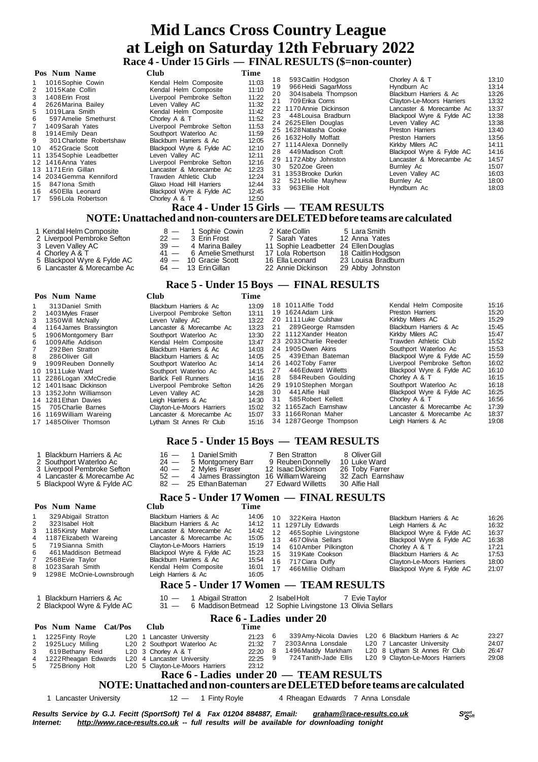# Mid Lancs Cross Country League
# at Leigh on Saturday 12th February 2022

## Race 4 - Under 15 Girls — FINAL RESULTS ($=non-counter)

| Pos | Num | Name | Club | Time |
|---|---|---|---|---|
| 1 | 1016 | Sophie Cowin | Kendal Helm Composite | 11:03 |
| 2 | 1015 | Kate Collin | Kendal Helm Composite | 11:10 |
| 3 | 1408 | Erin Frost | Liverpool Pembroke Sefton | 11:22 |
| 4 | 2626 | Marina Bailey | Leven Valley AC | 11:32 |
| 5 | 1019 | Lara Smith | Kendal Helm Composite | 11:42 |
| 6 | 597 | Amelie Smethurst | Chorley A & T | 11:52 |
| 7 | 1409 | Sarah Yates | Liverpool Pembroke Sefton | 11:53 |
| 8 | 1914 | Emily Dean | Southport Waterloo Ac | 11:59 |
| 9 | 301 | Charlotte Robertshaw | Blackburn Harriers & Ac | 12:05 |
| 10 | 452 | Gracie Scott | Blackpool Wyre & Fylde AC | 12:10 |
| 11 | 1354 | Sophie Leadbetter | Leven Valley AC | 12:11 |
| 12 | 1416 | Anna Yates | Liverpool Pembroke Sefton | 12:16 |
| 13 | 1171 | Erin Gillan | Lancaster & Morecambe Ac | 12:23 |
| 14 | 2034 | Gemma Kenniford | Trawden Athletic Club | 12:24 |
| 15 | 847 | Iona Smith | Glaxo Hoad Hill Harriers | 12:44 |
| 16 | 450 | Ella Leonard | Blackpool Wyre & Fylde AC | 12:45 |
| 17 | 596 | Lola Robertson | Chorley A & T | 12:50 |
| 18 | 593 | Caitlin Hodgson | Chorley A & T | 13:10 |
| 19 | 966 | Heidi SagarMoss | Hyndburn Ac | 13:14 |
| 20 | 304 | Isabela Thompson | Blackburn Harriers & Ac | 13:26 |
| 21 | 709 | Erika Corns | Clayton-Le-Moors Harriers | 13:32 |
| 22 | 1170 | Annie Dickinson | Lancaster & Morecambe Ac | 13:37 |
| 23 | 448 | Louisa Bradburn | Blackpool Wyre & Fylde AC | 13:38 |
| 24 | 2625 | Ellen Douglas | Leven Valley AC | 13:38 |
| 25 | 1628 | Natasha Cooke | Preston Harriers | 13:40 |
| 26 | 1632 | Holly Moffatt | Preston Harriers | 13:56 |
| 27 | 1114 | Alexa Donnelly | Kirkby Milers AC | 14:11 |
| 28 | 449 | Madison Croft | Blackpool Wyre & Fylde AC | 14:16 |
| 29 | 1172 | Abby Johnston | Lancaster & Morecambe Ac | 14:57 |
| 30 | 520 | Zoe Green | Burnley Ac | 15:07 |
| 31 | 1353 | Brooke Durkin | Leven Valley AC | 16:03 |
| 32 | 521 | Hollie Mayhew | Burnley Ac | 18:00 |
| 33 | 963 | Ellie Holt | Hyndburn Ac | 18:03 |

## Race 4 - Under 15 Girls — TEAM RESULTS

### NOTE: Unattached and non-counters are DELETED before teams are calculated

| Pos | Team | Points | | | |
|---|---|---|---|---|---|
| 1 | Kendal Helm Composite | 8 | 1 Sophie Cowin | 2 Kate Collin | 5 Lara Smith |
| 2 | Liverpool Pembroke Sefton | 22 | 3 Erin Frost | 7 Sarah Yates | 12 Anna Yates |
| 3 | Leven Valley AC | 39 | 4 Marina Bailey | 11 Sophie Leadbetter | 24 Ellen Douglas |
| 4 | Chorley A & T | 41 | 6 Amelie Smethurst | 17 Lola Robertson | 18 Caitlin Hodgson |
| 5 | Blackpool Wyre & Fylde AC | 49 | 10 Gracie Scott | 16 Ella Leonard | 23 Louisa Bradburn |
| 6 | Lancaster & Morecambe Ac | 64 | 13 Erin Gillan | 22 Annie Dickinson | 29 Abby Johnston |

## Race 5 - Under 15 Boys — FINAL RESULTS

| Pos | Num | Name | Club | Time |
|---|---|---|---|---|
| 1 | 313 | Daniel Smith | Blackburn Harriers & Ac | 13:09 |
| 2 | 1403 | Myles Fraser | Liverpool Pembroke Sefton | 13:11 |
| 3 | 1350 | Will McNally | Leven Valley AC | 13:22 |
| 4 | 1164 | James Brassington | Lancaster & Morecambe Ac | 13:23 |
| 5 | 1906 | Montgomery Barr | Southport Waterloo Ac | 13:30 |
| 6 | 1009 | Alfie Addison | Kendal Helm Composite | 13:47 |
| 7 | 292 | Ben Stratton | Blackburn Harriers & Ac | 14:03 |
| 8 | 286 | Oliver Gill | Blackburn Harriers & Ac | 14:05 |
| 9 | 1909 | Reuben Donnelly | Southport Waterloo Ac | 14:14 |
| 10 | 1911 | Luke Ward | Southport Waterloo Ac | 14:15 |
| 11 | 2286 | Logan XMcCredie | Barlick Fell Runners | 14:16 |
| 12 | 1401 | Isaac Dickinson | Liverpool Pembroke Sefton | 14:26 |
| 13 | 1352 | John Williamson | Leven Valley AC | 14:28 |
| 14 | 1281 | Ethan Davies | Leigh Harriers & Ac | 14:30 |
| 15 | 705 | Charlie Barnes | Clayton-Le-Moors Harriers | 15:02 |
| 16 | 1169 | William Wareing | Lancaster & Morecambe Ac | 15:07 |
| 17 | 1485 | Oliver Thomson | Lytham St Annes Rr Club | 15:16 |
| 18 | 1011 | Alfie Todd | Kendal Helm Composite | 15:16 |
| 19 | 1624 | Adam Link | Preston Harriers | 15:20 |
| 20 | 1111 | Luke Culshaw | Kirkby Milers AC | 15:29 |
| 21 | 289 | George Ramsden | Blackburn Harriers & Ac | 15:45 |
| 22 | 1112 | Xander Heaton | Kirkby Milers AC | 15:47 |
| 23 | 2033 | Charlie Reeder | Trawden Athletic Club | 15:52 |
| 24 | 1905 | Owen Akins | Southport Waterloo Ac | 15:53 |
| 25 | 439 | Ethan Bateman | Blackpool Wyre & Fylde AC | 15:59 |
| 26 | 1402 | Toby Farrer | Liverpool Pembroke Sefton | 16:02 |
| 27 | 446 | Edward Willetts | Blackpool Wyre & Fylde AC | 16:10 |
| 28 | 584 | Reuben Goulding | Chorley A & T | 16:15 |
| 29 | 1910 | Stephen Morgan | Southport Waterloo Ac | 16:18 |
| 30 | 441 | Alfie Hall | Blackpool Wyre & Fylde AC | 16:25 |
| 31 | 585 | Robert Kellett | Chorley A & T | 16:56 |
| 32 | 1165 | Zach Earnshaw | Lancaster & Morecambe Ac | 17:39 |
| 33 | 1166 | Ronan Maher | Lancaster & Morecambe Ac | 18:37 |
| 34 | 1287 | George Thompson | Leigh Harriers & Ac | 19:08 |

## Race 5 - Under 15 Boys — TEAM RESULTS

| Pos | Team | Points | | | |
|---|---|---|---|---|---|
| 1 | Blackburn Harriers & Ac | 16 | 1 Daniel Smith | 7 Ben Stratton | 8 Oliver Gill |
| 2 | Southport Waterloo Ac | 24 | 5 Montgomery Barr | 9 Reuben Donnelly | 10 Luke Ward |
| 3 | Liverpool Pembroke Sefton | 40 | 2 Myles Fraser | 12 Isaac Dickinson | 26 Toby Farrer |
| 4 | Lancaster & Morecambe Ac | 52 | 4 James Brassington | 16 William Wareing | 32 Zach Earnshaw |
| 5 | Blackpool Wyre & Fylde AC | 82 | 25 Ethan Bateman | 27 Edward Willetts | 30 Alfie Hall |

## Race 5 - Under 17 Women — FINAL RESULTS

| Pos | Num | Name | Club | Time |
|---|---|---|---|---|
| 1 | 329 | Abigail Stratton | Blackburn Harriers & Ac | 14:06 |
| 2 | 323 | Isabel Holt | Blackburn Harriers & Ac | 14:12 |
| 3 | 1185 | Kirsty Maher | Lancaster & Morecambe Ac | 14:42 |
| 4 | 1187 | Elizabeth Wareing | Lancaster & Morecambe Ac | 15:05 |
| 5 | 719 | Sianna Smith | Clayton-Le-Moors Harriers | 15:19 |
| 6 | 461 | Maddison Betmead | Blackpool Wyre & Fylde AC | 15:23 |
| 7 | 2568 | Evie Taylor | Blackburn Harriers & Ac | 15:54 |
| 8 | 1023 | Sarah Smith | Kendal Helm Composite | 16:01 |
| 9 | 1298 | E McOnie-Lownsbrough | Leigh Harriers & Ac | 16:05 |
| 10 | 322 | Keira Haxton | Blackburn Harriers & Ac | 16:26 |
| 11 | 1297 | Lily Edwards | Leigh Harriers & Ac | 16:32 |
| 12 | 465 | Sophie Livingstone | Blackpool Wyre & Fylde AC | 16:37 |
| 13 | 467 | Olivia Sellars | Blackpool Wyre & Fylde AC | 16:38 |
| 14 | 610 | Amber Pilkington | Chorley A & T | 17:21 |
| 15 | 319 | Kate Cookson | Blackburn Harriers & Ac | 17:53 |
| 16 | 717 | Ciara Duffy | Clayton-Le-Moors Harriers | 18:00 |
| 17 | 466 | Millie Oldham | Blackpool Wyre & Fylde AC | 21:07 |

## Race 5 - Under 17 Women — TEAM RESULTS

| Pos | Team | Points | | | |
|---|---|---|---|---|---|
| 1 | Blackburn Harriers & Ac | 10 | 1 Abigail Stratton | 2 Isabel Holt | 7 Evie Taylor |
| 2 | Blackpool Wyre & Fylde AC | 31 | 6 Maddison Betmead | 12 Sophie Livingstone | 13 Olivia Sellars |

## Race 6 - Ladies under 20

| Pos | Num | Name | Cat/Pos | Club | Time |
|---|---|---|---|---|---|
| 1 | 1225 | Finty Royle | L20 1 | Lancaster University | 21:23 |
| 2 | 1925 | Lucy Milling | L20 2 | Southport Waterloo Ac | 21:32 |
| 3 | 619 | Bethany Reid | L20 3 | Chorley A & T | 22:20 |
| 4 | 1222 | Rheagan Edwards | L20 4 | Lancaster University | 22:25 |
| 5 | 725 | Briony Holt | L20 5 | Clayton-Le-Moors Harriers | 23:12 |
| 6 | 339 | Amy-Nicola Davies | L20 6 | Blackburn Harriers & Ac | 23:27 |
| 7 | 2303 | Anna Lonsdale | L20 7 | Lancaster University | 24:07 |
| 8 | 1496 | Maddy Markham | L20 8 | Lytham St Annes Rr Club | 26:47 |
| 9 | 724 | Tanith-Jade Ellis | L20 9 | Clayton-Le-Moors Harriers | 29:08 |

## Race 6 - Ladies under 20 — TEAM RESULTS

### NOTE: Unattached and non-counters are DELETED before teams are calculated

| Pos | Team | Points | | | |
|---|---|---|---|---|---|
| 1 | Lancaster University | 12 | 1 Finty Royle | 4 Rheagan Edwards | 7 Anna Lonsdale |

*Results Service by G.J. Fecitt (SportSoft) Tel & Fax 01204 884887, Email: graham@race-results.co.uk*
*Internet: http://www.race-results.co.uk -- full results will be available for downloading tonight*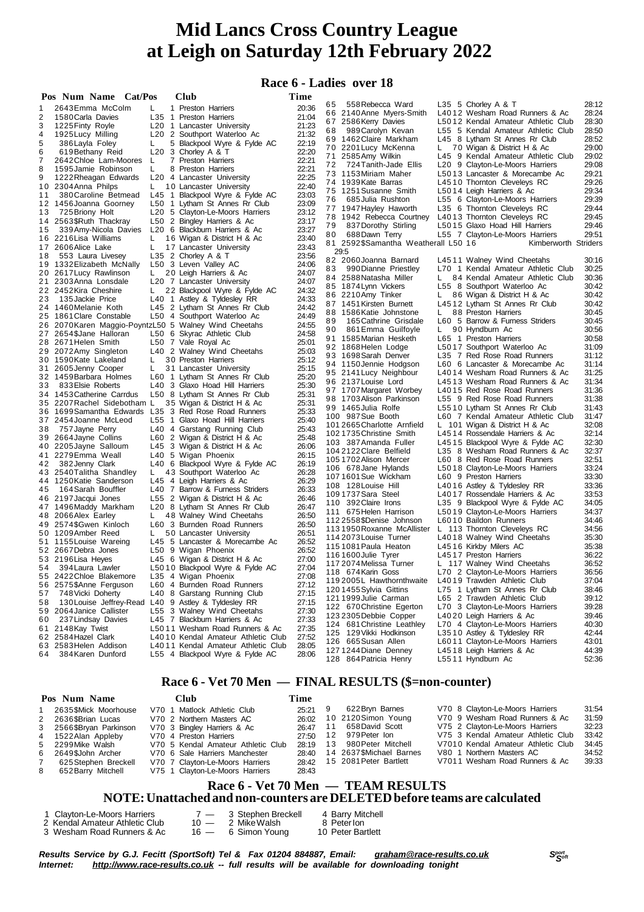# Mid Lancs Cross Country League at Leigh on Saturday 12th February 2022

## Race 6 - Ladies over 18

| Pos | Num | Name | Cat/Pos | Club | Time |
|---|---|---|---|---|---|
| 1 | 2643 | Emma McColm | L 1 | Preston Harriers | 20:36 |
| 2 | 1580 | Carla Davies | L35 1 | Preston Harriers | 21:04 |
| 3 | 1225 | Finty Royle | L20 1 | Lancaster University | 21:23 |
| 4 | 1925 | Lucy Milling | L20 2 | Southport Waterloo Ac | 21:32 |
| 5 | 386 | Layla Foley | L 5 | Blackpool Wyre & Fylde AC | 22:19 |
| 6 | 619 | Bethany Reid | L20 3 | Chorley A & T | 22:20 |
| 7 | 2642 | Chloe Lam-Moores | L 7 | Preston Harriers | 22:21 |
| 8 | 1595 | Jamie Robinson | L 8 | Preston Harriers | 22:21 |
| 9 | 1222 | Rheagan Edwards | L20 4 | Lancaster University | 22:25 |
| 10 | 2304 | Anna Philps | L 10 | Lancaster University | 22:40 |
| 11 | 380 | Caroline Betmead | L45 1 | Blackpool Wyre & Fylde AC | 23:03 |
| 12 | 1456 | Joanna Goorney | L50 1 | Lytham St Annes Rr Club | 23:09 |
| 13 | 725 | Briony Holt | L20 5 | Clayton-Le-Moors Harriers | 23:12 |
| 14 | 2563 | $Ruth Thackray | L50 2 | Bingley Harriers & Ac | 23:17 |
| 15 | 339 | Amy-Nicola Davies | L20 6 | Blackburn Harriers & Ac | 23:27 |
| 16 | 2216 | Lisa Williams | L 16 | Wigan & District H & Ac | 23:40 |
| 17 | 2606 | Alice Lake | L 17 | Lancaster University | 23:43 |
| 18 | 553 | Laura Livesey | L35 2 | Chorley A & T | 23:56 |
| 19 | 1332 | Elizabeth McNally | L50 3 | Leven Valley AC | 24:06 |
| 20 | 2617 | Lucy Rawlinson | L 20 | Leigh Harriers & Ac | 24:07 |
| 21 | 2303 | Anna Lonsdale | L20 7 | Lancaster University | 24:07 |
| 22 | 2452 | Kira Cheshire | L 22 | Blackpool Wyre & Fylde AC | 24:32 |
| 23 | 135 | Jackie Price | L40 1 | Astley & Tyldesley RR | 24:33 |
| 24 | 1460 | Melanie Koth | L45 2 | Lytham St Annes Rr Club | 24:42 |
| 25 | 1861 | Clare Constable | L50 4 | Southport Waterloo Ac | 24:49 |
| 26 | 2070 | Karen Maggio-Poyntz | L50 5 | Walney Wind Cheetahs | 24:55 |
| 27 | 2654 | $Jane Halloran | L50 6 | Skyrac Athletic Club | 24:58 |
| 28 | 2671 | Helen Smith | L50 7 | Vale Royal Ac | 25:01 |
| 29 | 2072 | Amy Singleton | L40 2 | Walney Wind Cheetahs | 25:03 |
| 30 | 1590 | Kate Lakeland | L 30 | Preston Harriers | 25:12 |
| 31 | 2605 | Jenny Cooper | L 31 | Lancaster University | 25:15 |
| 32 | 1459 | Barbara Holmes | L60 1 | Lytham St Annes Rr Club | 25:20 |
| 33 | 833 | Elsie Roberts | L40 3 | Glaxo Hoad Hill Harriers | 25:30 |
| 34 | 1453 | Catherine Carrdus | L50 8 | Lytham St Annes Rr Club | 25:31 |
| 35 | 2207 | Rachel Sidebotham | L 35 | Wigan & District H & Ac | 25:31 |
| 36 | 1699 | Samantha Edwards | L35 3 | Red Rose Road Runners | 25:33 |
| 37 | 2454 | Joanne McLeod | L55 1 | Glaxo Hoad Hill Harriers | 25:40 |
| 38 | 757 | Jayne Perry | L40 4 | Garstang Running Club | 25:43 |
| 39 | 2664 | Jayne Collins | L60 2 | Wigan & District H & Ac | 25:48 |
| 40 | 2205 | Jayne Salloum | L45 3 | Wigan & District H & Ac | 26:06 |
| 41 | 2279 | Emma Weall | L40 5 | Wigan Phoenix | 26:15 |
| 42 | 382 | Jenny Clark | L40 6 | Blackpool Wyre & Fylde AC | 26:19 |
| 43 | 2540 | Talitha Shandley | L 43 | Southport Waterloo Ac | 26:28 |
| 44 | 1250 | Katie Sanderson | L45 4 | Leigh Harriers & Ac | 26:29 |
| 45 | 164 | Sarah Bouffler | L40 7 | Barrow & Furness Striders | 26:33 |
| 46 | 2197 | Jacqui Jones | L55 2 | Wigan & District H & Ac | 26:46 |
| 47 | 1496 | Maddy Markham | L20 8 | Lytham St Annes Rr Club | 26:47 |
| 48 | 2066 | Alex Earley | L 48 | Walney Wind Cheetahs | 26:50 |
| 49 | 2574 | $Gwen Kinloch | L60 3 | Burnden Road Runners | 26:50 |
| 50 | 1209 | Amber Reed | L 50 | Lancaster University | 26:51 |
| 51 | 1155 | Louise Wareing | L45 5 | Lancaster & Morecambe Ac | 26:52 |
| 52 | 2667 | Debra Jones | L50 9 | Wigan Phoenix | 26:52 |
| 53 | 2196 | Lisa Heyes | L45 6 | Wigan & District H & Ac | 27:00 |
| 54 | 394 | Laura Lawler | L50 10 | Blackpool Wyre & Fylde AC | 27:04 |
| 55 | 2422 | Chloe Blakemore | L35 4 | Wigan Phoenix | 27:08 |
| 56 | 2575 | $Anne Ferguson | L60 4 | Burnden Road Runners | 27:12 |
| 57 | 748 | Vicki Doherty | L40 8 | Garstang Running Club | 27:15 |
| 58 | 130 | Louise Jeffrey-Read | L40 9 | Astley & Tyldesley RR | 27:15 |
| 59 | 2064 | Janice Callister | L55 3 | Walney Wind Cheetahs | 27:30 |
| 60 | 237 | Lindsay Davies | L45 7 | Blackburn Harriers & Ac | 27:33 |
| 61 | 2148 | Kay Twist | L50 11 | Wesham Road Runners & Ac | 27:35 |
| 62 | 2584 | Hazel Clark | L40 10 | Kendal Amateur Athletic Club | 27:52 |
| 63 | 2583 | Helen Addison | L40 11 | Kendal Amateur Athletic Club | 28:05 |
| 64 | 384 | Karen Dunford | L55 4 | Blackpool Wyre & Fylde AC | 28:06 |
| 65 | 558 | Rebecca Ward | L35 5 | Chorley A & T | 28:12 |
| 66 | 2140 | Anne Myers-Smith | L40 12 | Wesham Road Runners & Ac | 28:24 |
| 67 | 2586 | Kerry Davies | L50 12 | Kendal Amateur Athletic Club | 28:30 |
| 68 | 989 | Carolyn Kevan | L55 5 | Kendal Amateur Athletic Club | 28:50 |
| 69 | 1462 | Claire Markham | L45 8 | Lytham St Annes Rr Club | 28:52 |
| 70 | 2201 | Lucy McKenna | L 70 | Wigan & District H & Ac | 29:00 |
| 71 | 2585 | Amy Wilkin | L45 9 | Kendal Amateur Athletic Club | 29:02 |
| 72 | 724 | Tanith-Jade Ellis | L20 9 | Clayton-Le-Moors Harriers | 29:08 |
| 73 | 1153 | Miriam Maher | L50 13 | Lancaster & Morecambe Ac | 29:21 |
| 74 | 1939 | Kate Barras | L45 10 | Thornton Cleveleys RC | 29:26 |
| 75 | 1251 | Susanne Smith | L50 14 | Leigh Harriers & Ac | 29:34 |
| 76 | 685 | Julia Rushton | L55 6 | Clayton-Le-Moors Harriers | 29:39 |
| 77 | 1947 | Hayley Haworth | L35 6 | Thornton Cleveleys RC | 29:44 |
| 78 | 1942 | Rebecca Courtney | L40 13 | Thornton Cleveleys RC | 29:45 |
| 79 | 837 | Dorothy Stirling | L50 15 | Glaxo Hoad Hill Harriers | 29:46 |
| 80 | 688 | Dawn Terry | L55 7 | Clayton-Le-Moors Harriers | 29:51 |
| 81 | 2592 | $Samantha Weatherall | L50 16 | Kimberworth Striders | 29:5 |
| 82 | 2060 | Joanna Barnard | L45 11 | Walney Wind Cheetahs | 30:16 |
| 83 | 990 | Dianne Priestley | L70 1 | Kendal Amateur Athletic Club | 30:25 |
| 84 | 2588 | Natasha Miller | L 84 | Kendal Amateur Athletic Club | 30:36 |
| 85 | 1874 | Lynn Vickers | L55 8 | Southport Waterloo Ac | 30:42 |
| 86 | 2210 | Amy Tinker | L 86 | Wigan & District H & Ac | 30:42 |
| 87 | 1451 | Kirsten Burnett | L45 12 | Lytham St Annes Rr Club | 30:42 |
| 88 | 1586 | Katie Johnstone | L 88 | Preston Harriers | 30:45 |
| 89 | 165 | Cathrine Grisdale | L60 5 | Barrow & Furness Striders | 30:45 |
| 90 | 861 | Emma Guilfoyle | L 90 | Hyndburn Ac | 30:56 |
| 91 | 1585 | Marian Hesketh | L65 1 | Preston Harriers | 30:58 |
| 92 | 1868 | Helen Lodge | L50 17 | Southport Waterloo Ac | 31:09 |
| 93 | 1698 | Sarah Denver | L35 7 | Red Rose Road Runners | 31:12 |
| 94 | 1150 | Jennie Hodgson | L60 6 | Lancaster & Morecambe Ac | 31:14 |
| 95 | 2141 | Lucy Neighbour | L40 14 | Wesham Road Runners & Ac | 31:25 |
| 96 | 2137 | Louise Lord | L45 13 | Wesham Road Runners & Ac | 31:34 |
| 97 | 1707 | Margaret Worbey | L40 15 | Red Rose Road Runners | 31:36 |
| 98 | 1703 | Alison Parkinson | L55 9 | Red Rose Road Runners | 31:38 |
| 99 | 1465 | Julia Rolfe | L55 10 | Lytham St Annes Rr Club | 31:43 |
| 100 | 987 | Sue Booth | L60 7 | Kendal Amateur Athletic Club | 31:47 |
| 101 | 2665 | Charlotte Arnfield | L 101 | Wigan & District H & Ac | 32:08 |
| 102 | 1735 | Christine Smith | L45 14 | Rossendale Harriers & Ac | 32:14 |
| 103 | 387 | Amanda Fuller | L45 15 | Blackpool Wyre & Fylde AC | 32:30 |
| 104 | 2122 | Clare Belfield | L35 8 | Wesham Road Runners & Ac | 32:37 |
| 105 | 1702 | Alison Mercer | L60 8 | Red Rose Road Runners | 32:51 |
| 106 | 678 | Jane Hylands | L50 18 | Clayton-Le-Moors Harriers | 33:24 |
| 107 | 1601 | Sue Wickham | L60 9 | Preston Harriers | 33:30 |
| 108 | 128 | Louise Hill | L40 16 | Astley & Tyldesley RR | 33:36 |
| 109 | 1737 | Sara Steel | L40 17 | Rossendale Harriers & Ac | 33:53 |
| 110 | 392 | Claire Irons | L35 9 | Blackpool Wyre & Fylde AC | 34:05 |
| 111 | 675 | Helen Harrison | L50 19 | Clayton-Le-Moors Harriers | 34:37 |
| 112 | 2558 | $Denise Johnson | L60 10 | Baildon Runners | 34:46 |
| 113 | 1950 | Roxanne McAllister | L 113 | Thornton Cleveleys RC | 34:56 |
| 114 | 2073 | Louise Turner | L40 18 | Walney Wind Cheetahs | 35:30 |
| 115 | 1081 | Paula Heaton | L45 16 | Kirkby Milers AC | 35:38 |
| 116 | 1600 | Julie Tyrer | L45 17 | Preston Harriers | 36:22 |
| 117 | 2074 | Melissa Turner | L 117 | Walney Wind Cheetahs | 36:52 |
| 118 | 674 | Karin Goss | L70 2 | Clayton-Le-Moors Harriers | 36:56 |
| 119 | 2005 | L. Hawthornthwaite | L40 19 | Trawden Athletic Club | 37:04 |
| 120 | 1455 | Sylvia Gittins | L75 1 | Lytham St Annes Rr Club | 38:46 |
| 121 | 1999 | Julie Carman | L65 2 | Trawden Athletic Club | 39:12 |
| 122 | 670 | Christine Egerton | L70 3 | Clayton-Le-Moors Harriers | 39:28 |
| 123 | 2305 | Debbie Copper | L40 20 | Leigh Harriers & Ac | 39:46 |
| 124 | 681 | Christine Leathley | L70 4 | Clayton-Le-Moors Harriers | 40:30 |
| 125 | 129 | Vikki Hodkinson | L35 10 | Astley & Tyldesley RR | 42:44 |
| 126 | 665 | Susan Allen | L60 11 | Clayton-Le-Moors Harriers | 43:01 |
| 127 | 1244 | Diane Denney | L45 18 | Leigh Harriers & Ac | 44:39 |
| 128 | 864 | Patricia Henry | L55 11 | Hyndburn Ac | 52:36 |

## Race 6 - Vet 70 Men — FINAL RESULTS ($=non-counter)

| Pos | Num | Name | Cat/Pos | Club | Time |
|---|---|---|---|---|---|
| 1 | 2635 | $Mick Moorhouse | V70 1 | Matlock Athletic Club | 25:21 |
| 2 | 2636 | $Brian Lucas | V70 2 | Northern Masters AC | 26:02 |
| 3 | 2566 | $Bryan Parkinson | V70 3 | Bingley Harriers & Ac | 26:47 |
| 4 | 1522 | Alan Appleby | V70 4 | Preston Harriers | 27:50 |
| 5 | 2299 | Mike Walsh | V70 5 | Kendal Amateur Athletic Club | 28:19 |
| 6 | 2649 | $John Archer | V70 6 | Sale Harriers Manchester | 28:40 |
| 7 | 625 | Stephen Breckell | V70 7 | Clayton-Le-Moors Harriers | 28:42 |
| 8 | 652 | Barry Mitchell | V75 1 | Clayton-Le-Moors Harriers | 28:43 |
| 9 | 622 | Bryn Barnes | V70 8 | Clayton-Le-Moors Harriers | 31:54 |
| 10 | 2120 | Simon Young | V70 9 | Wesham Road Runners & Ac | 31:59 |
| 11 | 658 | David Scott | V75 2 | Clayton-Le-Moors Harriers | 32:23 |
| 12 | 979 | Peter Ion | V75 3 | Kendal Amateur Athletic Club | 33:42 |
| 13 | 980 | Peter Mitchell | V70 10 | Kendal Amateur Athletic Club | 34:45 |
| 14 | 2637 | $Michael Barnes | V80 1 | Northern Masters AC | 34:52 |
| 15 | 2081 | Peter Bartlett | V70 11 | Wesham Road Runners & Ac | 39:33 |

## Race 6 - Vet 70 Men — TEAM RESULTS

**NOTE: Unattached and non-counters are DELETED before teams are calculated**

| | Club | Points | | | |
|---|---|---|---|---|---|
| 1 | Clayton-Le-Moors Harriers | 7 — | 3 Stephen Breckell | 4 Barry Mitchell | |
| 2 | Kendal Amateur Athletic Club | 10 — | 2 Mike Walsh | 8 Peter Ion | |
| 3 | Wesham Road Runners & Ac | 16 — | 6 Simon Young | 10 Peter Bartlett | |

*Results Service by G.J. Fecitt (SportSoft) Tel & Fax 01204 884887, Email: graham@race-results.co.uk*
*Internet: http://www.race-results.co.uk -- full results will be available for downloading tonight*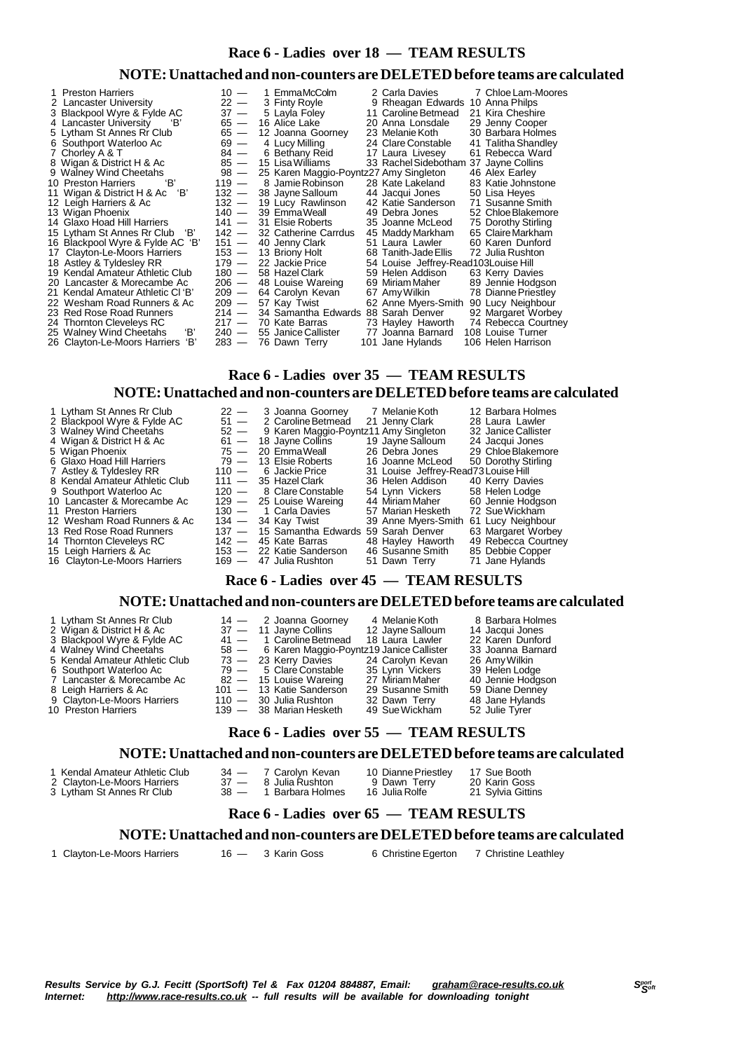## Race 6 - Ladies over 18 — TEAM RESULTS

### NOTE: Unattached and non-counters are DELETED before teams are calculated

| Pos | Team | Points | Runner 1 | Runner 2 | Runner 3 |
|---|---|---|---|---|---|
| 1 | Preston Harriers | 10 — | 1 Emma McColm | 2 Carla Davies | 7 Chloe Lam-Moores |
| 2 | Lancaster University | 22 — | 3 Finty Royle | 9 Rheagan Edwards | 10 Anna Philps |
| 3 | Blackpool Wyre & Fylde AC | 37 — | 5 Layla Foley | 11 Caroline Betmead | 21 Kira Cheshire |
| 4 | Lancaster University 'B' | 65 — | 16 Alice Lake | 20 Anna Lonsdale | 29 Jenny Cooper |
| 5 | Lytham St Annes Rr Club | 65 — | 12 Joanna Goorney | 23 Melanie Koth | 30 Barbara Holmes |
| 6 | Southport Waterloo Ac | 69 — | 4 Lucy Milling | 24 Clare Constable | 41 Talitha Shandley |
| 7 | Chorley A & T | 84 — | 6 Bethany Reid | 17 Laura Livesey | 61 Rebecca Ward |
| 8 | Wigan & District H & Ac | 85 — | 15 Lisa Williams | 33 Rachel Sidebotham | 37 Jayne Collins |
| 9 | Walney Wind Cheetahs | 98 — | 25 Karen Maggio-Poyntz | 27 Amy Singleton | 46 Alex Earley |
| 10 | Preston Harriers 'B' | 119 — | 8 Jamie Robinson | 28 Kate Lakeland | 83 Katie Johnstone |
| 11 | Wigan & District H & Ac 'B' | 132 — | 38 Jayne Salloum | 44 Jacqui Jones | 50 Lisa Heyes |
| 12 | Leigh Harriers & Ac | 132 — | 19 Lucy Rawlinson | 42 Katie Sanderson | 71 Susanne Smith |
| 13 | Wigan Phoenix | 140 — | 39 Emma Weall | 49 Debra Jones | 52 Chloe Blakemore |
| 14 | Glaxo Hoad Hill Harriers | 141 — | 31 Elsie Roberts | 35 Joanne McLeod | 75 Dorothy Stirling |
| 15 | Lytham St Annes Rr Club 'B' | 142 — | 32 Catherine Carrdus | 45 Maddy Markham | 65 Claire Markham |
| 16 | Blackpool Wyre & Fylde AC 'B' | 151 — | 40 Jenny Clark | 51 Laura Lawler | 60 Karen Dunford |
| 17 | Clayton-Le-Moors Harriers | 153 — | 13 Briony Holt | 68 Tanith-Jade Ellis | 72 Julia Rushton |
| 18 | Astley & Tyldesley RR | 179 — | 22 Jackie Price | 54 Louise Jeffrey-Read | 103 Louise Hill |
| 19 | Kendal Amateur Athletic Club | 180 — | 58 Hazel Clark | 59 Helen Addison | 63 Kerry Davies |
| 20 | Lancaster & Morecambe Ac | 206 — | 48 Louise Wareing | 69 Miriam Maher | 89 Jennie Hodgson |
| 21 | Kendal Amateur Athletic Cl 'B' | 209 — | 64 Carolyn Kevan | 67 Amy Wilkin | 78 Dianne Priestley |
| 22 | Wesham Road Runners & Ac | 209 — | 57 Kay Twist | 62 Anne Myers-Smith | 90 Lucy Neighbour |
| 23 | Red Rose Road Runners | 214 — | 34 Samantha Edwards | 88 Sarah Denver | 92 Margaret Worbey |
| 24 | Thornton Cleveleys RC | 217 — | 70 Kate Barras | 73 Hayley Haworth | 74 Rebecca Courtney |
| 25 | Walney Wind Cheetahs 'B' | 240 — | 55 Janice Callister | 77 Joanna Barnard | 108 Louise Turner |
| 26 | Clayton-Le-Moors Harriers 'B' | 283 — | 76 Dawn Terry | 101 Jane Hylands | 106 Helen Harrison |

## Race 6 - Ladies over 35 — TEAM RESULTS

### NOTE: Unattached and non-counters are DELETED before teams are calculated

| Pos | Team | Points | Runner 1 | Runner 2 | Runner 3 |
|---|---|---|---|---|---|
| 1 | Lytham St Annes Rr Club | 22 — | 3 Joanna Goorney | 7 Melanie Koth | 12 Barbara Holmes |
| 2 | Blackpool Wyre & Fylde AC | 51 — | 2 Caroline Betmead | 21 Jenny Clark | 28 Laura Lawler |
| 3 | Walney Wind Cheetahs | 52 — | 9 Karen Maggio-Poyntz | 11 Amy Singleton | 32 Janice Callister |
| 4 | Wigan & District H & Ac | 61 — | 18 Jayne Collins | 19 Jayne Salloum | 24 Jacqui Jones |
| 5 | Wigan Phoenix | 75 — | 20 Emma Weall | 26 Debra Jones | 29 Chloe Blakemore |
| 6 | Glaxo Hoad Hill Harriers | 79 — | 13 Elsie Roberts | 16 Joanne McLeod | 50 Dorothy Stirling |
| 7 | Astley & Tyldesley RR | 110 — | 6 Jackie Price | 31 Louise Jeffrey-Read | 73 Louise Hill |
| 8 | Kendal Amateur Athletic Club | 111 — | 35 Hazel Clark | 36 Helen Addison | 40 Kerry Davies |
| 9 | Southport Waterloo Ac | 120 — | 8 Clare Constable | 54 Lynn Vickers | 58 Helen Lodge |
| 10 | Lancaster & Morecambe Ac | 129 — | 25 Louise Wareing | 44 Miriam Maher | 60 Jennie Hodgson |
| 11 | Preston Harriers | 130 — | 1 Carla Davies | 57 Marian Hesketh | 72 Sue Wickham |
| 12 | Wesham Road Runners & Ac | 134 — | 34 Kay Twist | 39 Anne Myers-Smith | 61 Lucy Neighbour |
| 13 | Red Rose Road Runners | 137 — | 15 Samantha Edwards | 59 Sarah Denver | 63 Margaret Worbey |
| 14 | Thornton Cleveleys RC | 142 — | 45 Kate Barras | 48 Hayley Haworth | 49 Rebecca Courtney |
| 15 | Leigh Harriers & Ac | 153 — | 22 Katie Sanderson | 46 Susanne Smith | 85 Debbie Copper |
| 16 | Clayton-Le-Moors Harriers | 169 — | 47 Julia Rushton | 51 Dawn Terry | 71 Jane Hylands |

## Race 6 - Ladies over 45 — TEAM RESULTS

### NOTE: Unattached and non-counters are DELETED before teams are calculated

| Pos | Team | Points | Runner 1 | Runner 2 | Runner 3 |
|---|---|---|---|---|---|
| 1 | Lytham St Annes Rr Club | 14 — | 2 Joanna Goorney | 4 Melanie Koth | 8 Barbara Holmes |
| 2 | Wigan & District H & Ac | 37 — | 11 Jayne Collins | 12 Jayne Salloum | 14 Jacqui Jones |
| 3 | Blackpool Wyre & Fylde AC | 41 — | 1 Caroline Betmead | 18 Laura Lawler | 22 Karen Dunford |
| 4 | Walney Wind Cheetahs | 58 — | 6 Karen Maggio-Poyntz | 19 Janice Callister | 33 Joanna Barnard |
| 5 | Kendal Amateur Athletic Club | 73 — | 23 Kerry Davies | 24 Carolyn Kevan | 26 Amy Wilkin |
| 6 | Southport Waterloo Ac | 79 — | 5 Clare Constable | 35 Lynn Vickers | 39 Helen Lodge |
| 7 | Lancaster & Morecambe Ac | 82 — | 15 Louise Wareing | 27 Miriam Maher | 40 Jennie Hodgson |
| 8 | Leigh Harriers & Ac | 101 — | 13 Katie Sanderson | 29 Susanne Smith | 59 Diane Denney |
| 9 | Clayton-Le-Moors Harriers | 110 — | 30 Julia Rushton | 32 Dawn Terry | 48 Jane Hylands |
| 10 | Preston Harriers | 139 — | 38 Marian Hesketh | 49 Sue Wickham | 52 Julie Tyrer |

## Race 6 - Ladies over 55 — TEAM RESULTS

### NOTE: Unattached and non-counters are DELETED before teams are calculated

| Pos | Team | Points | Runner 1 | Runner 2 | Runner 3 |
|---|---|---|---|---|---|
| 1 | Kendal Amateur Athletic Club | 34 — | 7 Carolyn Kevan | 10 Dianne Priestley | 17 Sue Booth |
| 2 | Clayton-Le-Moors Harriers | 37 — | 8 Julia Rushton | 9 Dawn Terry | 20 Karin Goss |
| 3 | Lytham St Annes Rr Club | 38 — | 1 Barbara Holmes | 16 Julia Rolfe | 21 Sylvia Gittins |

## Race 6 - Ladies over 65 — TEAM RESULTS

### NOTE: Unattached and non-counters are DELETED before teams are calculated

| Pos | Team | Points | Runner 1 | Runner 2 | Runner 3 |
|---|---|---|---|---|---|
| 1 | Clayton-Le-Moors Harriers | 16 — | 3 Karin Goss | 6 Christine Egerton | 7 Christine Leathley |

***Results Service by G.J. Fecitt (SportSoft) Tel & Fax 01204 884887, Email: graham@race-results.co.uk***
***Internet: http://www.race-results.co.uk -- full results will be available for downloading tonight***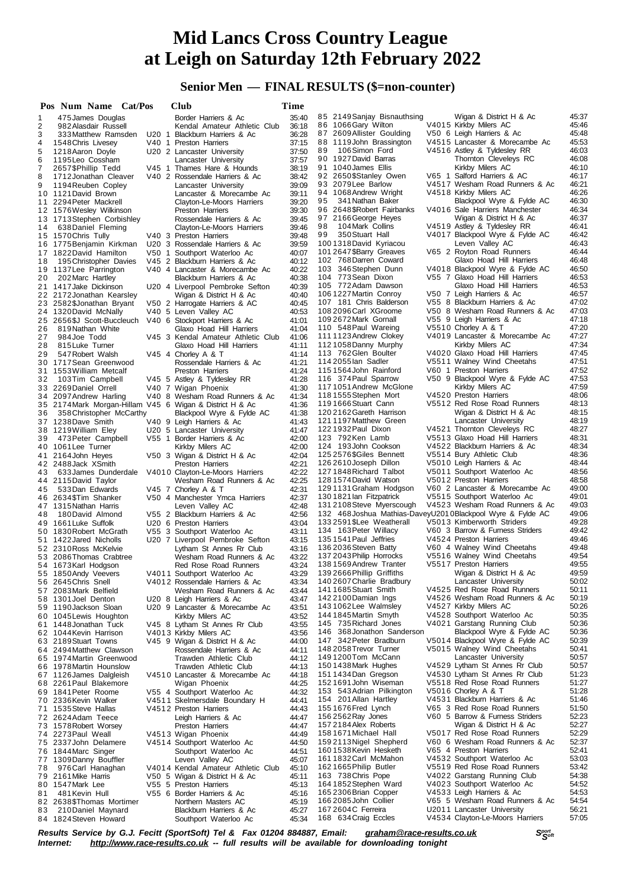# Mid Lancs Cross Country League at Leigh on Saturday 12th February 2022

## Senior Men — FINAL RESULTS ($=non-counter)

| Pos | Num | Name | Cat/Pos | Club | Time |
|---|---|---|---|---|---|
| 1 | 475 | James Douglas | | Border Harriers & Ac | 35:40 |
| 2 | 982 | Alasdair Russell | | Kendal Amateur Athletic Club | 36:18 |
| 3 | 333 | Matthew Ramsden | U20 1 | Blackburn Harriers & Ac | 36:28 |
| 4 | 1548 | Chris Livesey | V40 1 | Preston Harriers | 37:15 |
| 5 | 1218 | Aaron Doyle | U20 2 | Lancaster University | 37:50 |
| 6 | 1195 | Leo Cossham | | Lancaster University | 37:57 |
| 7 | 2657 | $Phillip Tedd | V45 1 | Thames Hare & Hounds | 38:19 |
| 8 | 1712 | Jonathan Cleaver | V40 2 | Rossendale Harriers & Ac | 38:42 |
| 9 | 1194 | Reuben Copley | | Lancaster University | 39:09 |
| 10 | 1121 | David Brown | | Lancaster & Morecambe Ac | 39:11 |
| 11 | 2294 | Peter Mackrell | | Clayton-Le-Moors Harriers | 39:20 |
| 12 | 1576 | Wesley Wilkinson | | Preston Harriers | 39:30 |
| 13 | 1713 | Stephen Corbishley | | Rossendale Harriers & Ac | 39:45 |
| 14 | 638 | Daniel Fleming | | Clayton-Le-Moors Harriers | 39:46 |
| 15 | 1570 | Chris Tully | V40 3 | Preston Harriers | 39:48 |
| 16 | 1775 | Benjamin Kirkman | U20 3 | Rossendale Harriers & Ac | 39:59 |
| 17 | 1822 | David Hamilton | V50 1 | Southport Waterloo Ac | 40:07 |
| 18 | 195 | Christopher Davies | V45 2 | Blackburn Harriers & Ac | 40:12 |
| 19 | 1137 | Lee Parrington | V40 4 | Lancaster & Morecambe Ac | 40:22 |
| 20 | 202 | Marc Hartley | | Blackburn Harriers & Ac | 40:38 |
| 21 | 1417 | Jake Dickinson | U20 4 | Liverpool Pembroke Sefton | 40:39 |
| 22 | 2172 | Jonathan Kearsley | | Wigan & District H & Ac | 40:40 |
| 23 | 2582 | $Jonathan Bryant | V50 2 | Harrogate Harriers & AC | 40:45 |
| 24 | 1320 | David McNally | V40 5 | Leven Valley AC | 40:53 |
| 25 | 2656 | $J Scott-Buccleuch | V40 6 | Stockport Harriers & Ac | 41:01 |
| 26 | 819 | Nathan White | | Glaxo Hoad Hill Harriers | 41:04 |
| 27 | 984 | Joe Todd | V45 3 | Kendal Amateur Athletic Club | 41:06 |
| 28 | 815 | Luke Turner | | Glaxo Hoad Hill Harriers | 41:11 |
| 29 | 547 | Robert Walsh | V45 4 | Chorley A & T | 41:14 |
| 30 | 1717 | Sean Greenwood | | Rossendale Harriers & Ac | 41:21 |
| 31 | 1553 | William Metcalf | | Preston Harriers | 41:24 |
| 32 | 103 | Tim Campbell | V45 5 | Astley & Tyldesley RR | 41:28 |
| 33 | 2269 | Daniel Orrell | V40 7 | Wigan Phoenix | 41:30 |
| 34 | 2097 | Andrew Harling | V40 8 | Wesham Road Runners & Ac | 41:34 |
| 35 | 2174 | Mark Morgan-Hillam | V45 6 | Wigan & District H & Ac | 41:36 |
| 36 | 358 | Christopher McCarthy | | Blackpool Wyre & Fylde AC | 41:38 |
| 37 | 1238 | Dave Smith | V40 9 | Leigh Harriers & Ac | 41:43 |
| 38 | 1219 | William Eley | U20 5 | Lancaster University | 41:47 |
| 39 | 473 | Peter Campbell | V55 1 | Border Harriers & Ac | 42:00 |
| 40 | 1061 | Lee Turner | | Kirkby Milers AC | 42:00 |
| 41 | 2164 | John Heyes | V50 3 | Wigan & District H & Ac | 42:04 |
| 42 | 2488 | Jack XSmith | | Preston Harriers | 42:21 |
| 43 | 633 | James Dunderdale | V4010 | Clayton-Le-Moors Harriers | 42:22 |
| 44 | 2115 | David Taylor | | Wesham Road Runners & Ac | 42:25 |
| 45 | 533 | Dan Edwards | V45 7 | Chorley A & T | 42:31 |
| 46 | 2634 | $Tim Shanker | V50 4 | Manchester Ymca Harriers | 42:37 |
| 47 | 1315 | Nathan Harris | | Leven Valley AC | 42:48 |
| 48 | 180 | David Almond | V55 2 | Blackburn Harriers & Ac | 42:56 |
| 49 | 1661 | Luke Suffolk | U20 6 | Preston Harriers | 43:04 |
| 50 | 1830 | Robert McGrath | V55 3 | Southport Waterloo Ac | 43:11 |
| 51 | 1422 | Jared Nicholls | U20 7 | Liverpool Pembroke Sefton | 43:15 |
| 52 | 2310 | Ross McKelvie | | Lytham St Annes Rr Club | 43:16 |
| 53 | 2086 | Thomas Crabtree | | Wesham Road Runners & Ac | 43:22 |
| 54 | 1673 | Karl Hodgson | | Red Rose Road Runners | 43:24 |
| 55 | 1850 | Andy Veevers | V4011 | Southport Waterloo Ac | 43:29 |
| 56 | 2645 | Chris Snell | V4012 | Rossendale Harriers & Ac | 43:34 |
| 57 | 2083 | Mark Belfield | | Wesham Road Runners & Ac | 43:44 |
| 58 | 1301 | Joel Denton | U20 8 | Leigh Harriers & Ac | 43:47 |
| 59 | 1190 | Jackson Sloan | U20 9 | Lancaster & Morecambe Ac | 43:51 |
| 60 | 1045 | Lewis Houghton | | Kirkby Milers AC | 43:52 |
| 61 | 1448 | Jonathan Tuck | V45 8 | Lytham St Annes Rr Club | 43:55 |
| 62 | 1044 | Kevin Harrison | V4013 | Kirkby Milers AC | 43:56 |
| 63 | 2189 | Stuart Towns | V45 9 | Wigan & District H & Ac | 44:00 |
| 64 | 2494 | Matthew Clawson | | Rossendale Harriers & Ac | 44:11 |
| 65 | 1974 | Martin Greenwood | | Trawden Athletic Club | 44:12 |
| 66 | 1978 | Martin Hounslow | | Trawden Athletic Club | 44:13 |
| 67 | 1126 | James Dalgleish | V4510 | Lancaster & Morecambe Ac | 44:18 |
| 68 | 2261 | Paul Blakemore | | Wigan Phoenix | 44:25 |
| 69 | 1841 | Peter Roome | V55 4 | Southport Waterloo Ac | 44:32 |
| 70 | 2336 | Kevin Walker | V4511 | Skelmersdale Boundary H | 44:41 |
| 71 | 1535 | Steve Hallas | V4512 | Preston Harriers | 44:43 |
| 72 | 2624 | Adam Teece | | Leigh Harriers & Ac | 44:47 |
| 73 | 1578 | Robert Worsey | | Preston Harriers | 44:47 |
| 74 | 2273 | Paul Weall | V4513 | Wigan Phoenix | 44:49 |
| 75 | 2337 | John Delamere | V4514 | Southport Waterloo Ac | 44:50 |
| 76 | 1844 | Marc Singer | | Southport Waterloo Ac | 44:51 |
| 77 | 1309 | Danny Bouffler | | Leven Valley AC | 45:07 |
| 78 | 976 | Carl Hanaghan | V4014 | Kendal Amateur Athletic Club | 45:10 |
| 79 | 2161 | Mike Harris | V50 5 | Wigan & District H & Ac | 45:11 |
| 80 | 1547 | Mark Lee | V55 5 | Preston Harriers | 45:13 |
| 81 | 481 | Kevin Hull | V55 6 | Border Harriers & Ac | 45:16 |
| 82 | 2638 | $Thomas Mortimer | | Northern Masters AC | 45:19 |
| 83 | 210 | Daniel Maynard | | Blackburn Harriers & Ac | 45:27 |
| 84 | 1824 | Steven Howard | | Southport Waterloo Ac | 45:34 |
| 85 | 2149 | Sanjay Bisnauthsing | | Wigan & District H & Ac | 45:37 |
| 86 | 1066 | Gary Wilton | V4015 | Kirkby Milers AC | 45:46 |
| 87 | 2609 | Allister Goulding | V50 6 | Leigh Harriers & Ac | 45:48 |
| 88 | 1119 | John Brassington | V4515 | Lancaster & Morecambe Ac | 45:53 |
| 89 | 106 | Simon Ford | V4516 | Astley & Tyldesley RR | 46:03 |
| 90 | 1927 | David Barras | | Thornton Cleveleys RC | 46:08 |
| 91 | 1040 | James Ellis | | Kirkby Milers AC | 46:10 |
| 92 | 2650 | $Stanley Owen | V65 1 | Salford Harriers & AC | 46:17 |
| 93 | 2079 | Lee Barlow | V4517 | Wesham Road Runners & Ac | 46:21 |
| 94 | 1068 | Andrew Wright | V4518 | Kirkby Milers AC | 46:26 |
| 95 | 341 | Nathan Baker | | Blackpool Wyre & Fylde AC | 46:30 |
| 96 | 2648 | $Robert Fairbanks | V4016 | Sale Harriers Manchester | 46:34 |
| 97 | 2166 | George Heyes | | Wigan & District H & Ac | 46:37 |
| 98 | 104 | Mark Collins | V4519 | Astley & Tyldesley RR | 46:41 |
| 99 | 350 | Stuart Hall | V4017 | Blackpool Wyre & Fylde AC | 46:42 |
| 100 | 1318 | David Kyriacou | | Leven Valley AC | 46:43 |
| 101 | 2647 | $Barry Greaves | V65 2 | Royton Road Runners | 46:44 |
| 102 | 768 | Darren Coward | | Glaxo Hoad Hill Harriers | 46:48 |
| 103 | 346 | Stephen Dunn | V4018 | Blackpool Wyre & Fylde AC | 46:50 |
| 104 | 773 | Sean Dixon | V55 7 | Glaxo Hoad Hill Harriers | 46:53 |
| 105 | 772 | Adam Dawson | | Glaxo Hoad Hill Harriers | 46:53 |
| 106 | 1227 | Martin Conroy | V50 7 | Leigh Harriers & Ac | 46:57 |
| 107 | 181 | Chris Balderson | V55 8 | Blackburn Harriers & Ac | 47:02 |
| 108 | 2096 | Carl XGroome | V50 8 | Wesham Road Runners & Ac | 47:03 |
| 109 | 2672 | Mark Gornall | V55 9 | Leigh Harriers & Ac | 47:18 |
| 110 | 548 | Paul Wareing | V5510 | Chorley A & T | 47:20 |
| 111 | 1123 | Andrew Clokey | V4019 | Lancaster & Morecambe Ac | 47:27 |
| 112 | 1058 | Danny Murphy | | Kirkby Milers AC | 47:34 |
| 113 | 762 | Glen Boulter | V4020 | Glaxo Hoad Hill Harriers | 47:45 |
| 114 | 2055 | Ian Sadler | V5511 | Walney Wind Cheetahs | 47:51 |
| 115 | 1564 | John Rainford | V60 1 | Preston Harriers | 47:52 |
| 116 | 374 | Paul Sparrow | V50 9 | Blackpool Wyre & Fylde AC | 47:53 |
| 117 | 1051 | Andrew McGlone | | Kirkby Milers AC | 47:59 |
| 118 | 1555 | Stephen Mort | V4520 | Preston Harriers | 48:06 |
| 119 | 1666 | Stuart Cann | V5512 | Red Rose Road Runners | 48:13 |
| 120 | 2162 | Gareth Harrison | | Wigan & District H & Ac | 48:15 |
| 121 | 1197 | Matthew Green | | Lancaster University | 48:19 |
| 122 | 1932 | Paul Dixon | V4521 | Thornton Cleveleys RC | 48:27 |
| 123 | 792 | Ken Lamb | V5513 | Glaxo Hoad Hill Harriers | 48:31 |
| 124 | 193 | John Cookson | V4522 | Blackburn Harriers & Ac | 48:34 |
| 125 | 2576 | $Giles Bennett | V5514 | Bury Athletic Club | 48:36 |
| 126 | 2610 | Joseph Dillon | V5010 | Leigh Harriers & Ac | 48:44 |
| 127 | 1848 | Richard Talbot | V5011 | Southport Waterloo Ac | 48:56 |
| 128 | 1574 | David Watson | V5012 | Preston Harriers | 48:58 |
| 129 | 1131 | Graham Hodgson | V60 2 | Lancaster & Morecambe Ac | 49:00 |
| 130 | 1821 | Ian Fitzpatrick | V5515 | Southport Waterloo Ac | 49:01 |
| 131 | 2108 | Steve Myerscough | V4523 | Wesham Road Runners & Ac | 49:03 |
| 132 | 468 | Joshua Mathias-Davey | U2010 | Blackpool Wyre & Fylde AC | 49:06 |
| 133 | 2591 | $Lee Weatherall | V5013 | Kimberworth Striders | 49:28 |
| 134 | 163 | Peter Willacy | V60 3 | Barrow & Furness Striders | 49:42 |
| 135 | 1541 | Paul Jeffries | V4524 | Preston Harriers | 49:46 |
| 136 | 2036 | Steven Batty | V60 4 | Walney Wind Cheetahs | 49:48 |
| 137 | 2043 | Philip Horrocks | V5516 | Walney Wind Cheetahs | 49:54 |
| 138 | 1569 | Andrew Tranter | V5517 | Preston Harriers | 49:55 |
| 139 | 2666 | Phillip Griffiths | | Wigan & District H & Ac | 49:59 |
| 140 | 2607 | Charlie Bradbury | | Lancaster University | 50:02 |
| 141 | 1685 | Stuart Smith | V4525 | Red Rose Road Runners | 50:11 |
| 142 | 2100 | Damian Ings | V4526 | Wesham Road Runners & Ac | 50:19 |
| 143 | 1062 | Lee Walmsley | V4527 | Kirkby Milers AC | 50:26 |
| 144 | 1845 | Martin Smyth | V4528 | Southport Waterloo Ac | 50:35 |
| 145 | 735 | Richard Jones | V4021 | Garstang Running Club | 50:36 |
| 146 | 368 | Jonathon Sanderson | | Blackpool Wyre & Fylde AC | 50:36 |
| 147 | 342 | Peter Bradburn | V5014 | Blackpool Wyre & Fylde AC | 50:39 |
| 148 | 2058 | Trevor Turner | V5015 | Walney Wind Cheetahs | 50:41 |
| 149 | 1200 | Tom McCann | | Lancaster University | 50:57 |
| 150 | 1438 | Mark Hughes | V4529 | Lytham St Annes Rr Club | 50:57 |
| 151 | 1434 | Dan Gregson | V4530 | Lytham St Annes Rr Club | 51:23 |
| 152 | 1691 | John Wiseman | V5518 | Red Rose Road Runners | 51:27 |
| 153 | 543 | Adrian Pilkington | V5016 | Chorley A & T | 51:28 |
| 154 | 201 | Allan Hartley | V4531 | Blackburn Harriers & Ac | 51:46 |
| 155 | 1676 | Fred Lynch | V65 3 | Red Rose Road Runners | 51:50 |
| 156 | 2562 | Ray Jones | V60 5 | Barrow & Furness Striders | 52:23 |
| 157 | 2184 | Alex Roberts | | Wigan & District H & Ac | 52:27 |
| 158 | 1671 | Michael Hall | V5017 | Red Rose Road Runners | 52:29 |
| 159 | 2113 | Nigel Shepherd | V60 6 | Wesham Road Runners & Ac | 52:37 |
| 160 | 1538 | Kevin Hesketh | V65 4 | Preston Harriers | 52:41 |
| 161 | 1832 | Carl McMahon | V4532 | Southport Waterloo Ac | 53:03 |
| 162 | 1665 | Philip Butler | V5519 | Red Rose Road Runners | 53:42 |
| 163 | 738 | Chris Pope | V4022 | Garstang Running Club | 54:38 |
| 164 | 1852 | Stephen Ward | V4023 | Southport Waterloo Ac | 54:52 |
| 165 | 2306 | Brian Copper | V4533 | Leigh Harriers & Ac | 54:53 |
| 166 | 2085 | John Collier | V65 5 | Wesham Road Runners & Ac | 54:54 |
| 167 | 2604 | C Ferreira | U2011 | Lancaster University | 56:21 |
| 168 | 634 | Craig Eccles | V4534 | Clayton-Le-Moors Harriers | 57:05 |

***Results Service by G.J. Fecitt (SportSoft) Tel & Fax 01204 884887, Email: graham@race-results.co.uk***
***Internet: http://www.race-results.co.uk -- full results will be available for downloading tonight***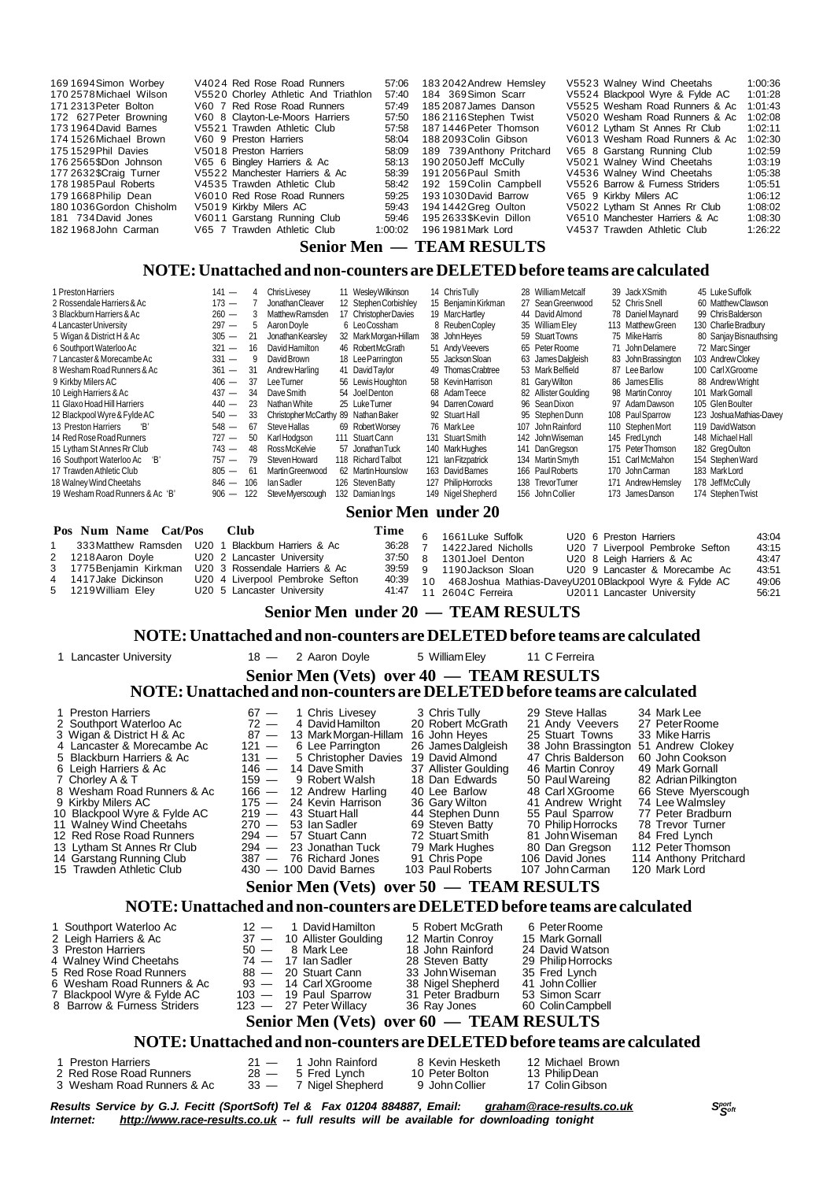| | | | | |
|---|---|---|---|---|
| 169 | 1694 | Simon Worbey | V40 24 | Red Rose Road Runners | 57:06 |
| 170 | 2578 | Michael Wilson | V55 20 | Chorley Athletic And Triathlon | 57:40 |
| 171 | 2313 | Peter Bolton | V60 7 | Red Rose Road Runners | 57:49 |
| 172 | 627 | Peter Browning | V60 8 | Clayton-Le-Moors Harriers | 57:50 |
| 173 | 1964 | David Barnes | V55 21 | Trawden Athletic Club | 57:58 |
| 174 | 1526 | Michael Brown | V60 9 | Preston Harriers | 58:04 |
| 175 | 1529 | Phil Davies | V50 18 | Preston Harriers | 58:09 |
| 176 | 2565 | $Don Johnson | V65 6 | Bingley Harriers & Ac | 58:13 |
| 177 | 2632 | $Craig Turner | V55 22 | Manchester Harriers & Ac | 58:39 |
| 178 | 1985 | Paul Roberts | V45 35 | Trawden Athletic Club | 58:52 |
| 179 | 1668 | Philip Dean | V60 10 | Red Rose Road Runners | 59:25 |
| 180 | 1036 | Gordon Chisholm | V50 19 | Kirkby Milers AC | 59:43 |
| 181 | 734 | David Jones | V60 11 | Garstang Running Club | 59:46 |
| 182 | 1968 | John Carman | V65 7 | Trawden Athletic Club | 1:00:02 |
| 183 | 2042 | Andrew Hemsley | V55 23 | Walney Wind Cheetahs | 1:00:36 |
| 184 | 369 | Simon Scarr | V55 24 | Blackpool Wyre & Fylde AC | 1:01:28 |
| 185 | 2087 | James Danson | V55 25 | Wesham Road Runners & Ac | 1:01:43 |
| 186 | 2116 | Stephen Twist | V50 20 | Wesham Road Runners & Ac | 1:02:08 |
| 187 | 1446 | Peter Thomson | V60 12 | Lytham St Annes Rr Club | 1:02:11 |
| 188 | 2093 | Colin Gibson | V60 13 | Wesham Road Runners & Ac | 1:02:30 |
| 189 | 739 | Anthony Pritchard | V65 8 | Garstang Running Club | 1:02:59 |
| 190 | 2050 | Jeff McCully | V50 21 | Walney Wind Cheetahs | 1:03:19 |
| 191 | 2056 | Paul Smith | V45 36 | Walney Wind Cheetahs | 1:05:38 |
| 192 | 159 | Colin Campbell | V55 26 | Barrow & Furness Striders | 1:05:51 |
| 193 | 1030 | David Barrow | V65 9 | Kirkby Milers AC | 1:06:12 |
| 194 | 1442 | Greg Oulton | V50 22 | Lytham St Annes Rr Club | 1:08:02 |
| 195 | 2633 | $Kevin Dillon | V65 10 | Manchester Harriers & Ac | 1:08:30 |
| 196 | 1981 | Mark Lord | V45 37 | Trawden Athletic Club | 1:26:22 |

## Senior Men — TEAM RESULTS

### NOTE: Unattached and non-counters are DELETED before teams are calculated

| | | | | | | | |
|---|---|---|---|---|---|---|---|
| 1 Preston Harriers | 141 — | 4 Chris Livesey | 11 Wesley Wilkinson | 14 Chris Tully | 28 William Metcalf | 39 Jack X Smith | 45 Luke Suffolk |
| 2 Rossendale Harriers & Ac | 173 — | 7 Jonathan Cleaver | 12 Stephen Corbishley | 15 Benjamin Kirkman | 27 Sean Greenwood | 52 Chris Snell | 60 Matthew Clawson |
| 3 Blackburn Harriers & Ac | 260 — | 3 Matthew Ramsden | 17 Christopher Davies | 19 Marc Hartley | 44 David Almond | 78 Daniel Maynard | 99 Chris Balderson |
| 4 Lancaster University | 297 — | 5 Aaron Doyle | 6 Leo Cossham | 8 Reuben Copley | 35 William Eley | 113 Matthew Green | 130 Charlie Bradbury |
| 5 Wigan & District H & Ac | 305 — | 21 Jonathan Kearsley | 32 Mark Morgan-Hillam | 38 John Heyes | 59 Stuart Towns | 75 Mike Harris | 80 Sanjay Bisnauthsing |
| 6 Southport Waterloo Ac | 321 — | 16 David Hamilton | 46 Robert McGrath | 51 Andy Veevers | 65 Peter Roome | 71 John Delamere | 72 Marc Singer |
| 7 Lancaster & Morecambe Ac | 331 — | 9 David Brown | 18 Lee Parrington | 55 Jackson Sloan | 63 James Dalgleish | 83 John Brassington | 103 Andrew Clokey |
| 8 Wesham Road Runners & Ac | 361 — | 31 Andrew Harling | 41 David Taylor | 49 Thomas Crabtree | 53 Mark Belfield | 87 Lee Barlow | 100 Carl XGroome |
| 9 Kirkby Milers AC | 406 — | 37 Lee Turner | 56 Lewis Houghton | 58 Kevin Harrison | 81 Gary Wilton | 86 James Ellis | 88 Andrew Wright |
| 10 Leigh Harriers & Ac | 437 — | 34 Dave Smith | 54 Joel Denton | 68 Adam Teece | 82 Allister Goulding | 98 Martin Conroy | 101 Mark Gornall |
| 11 Glaxo Hoad Hill Harriers | 440 — | 23 Nathan White | 25 Luke Turner | 94 Darren Coward | 96 Sean Dixon | 97 Adam Dawson | 105 Glen Boulter |
| 12 Blackpool Wyre & Fylde AC | 540 — | 33 Christopher McCarthy | 89 Nathan Baker | 92 Stuart Hall | 95 Stephen Dunn | 108 Paul Sparrow | 123 Joshua Mathias-Davey |
| 13 Preston Harriers 'B' | 548 — | 67 Steve Hallas | 69 Robert Worsey | 76 Mark Lee | 107 John Rainford | 110 Stephen Mort | 119 David Watson |
| 14 Red Rose Road Runners | 727 — | 50 Karl Hodgson | 111 Stuart Cann | 131 Stuart Smith | 142 John Wiseman | 145 Fred Lynch | 148 Michael Hall |
| 15 Lytham St Annes Rr Club | 743 — | 48 Ross McKelvie | 57 Jonathan Tuck | 140 Mark Hughes | 141 Dan Gregson | 175 Peter Thomson | 182 Greg Oulton |
| 16 Southport Waterloo Ac 'B' | 757 — | 79 Steven Howard | 118 Richard Talbot | 121 Ian Fitzpatrick | 134 Martin Smyth | 151 Carl McMahon | 154 Stephen Ward |
| 17 Trawden Athletic Club | 805 — | 61 Martin Greenwood | 62 Martin Hounslow | 163 David Barnes | 166 Paul Roberts | 170 John Carman | 183 Mark Lord |
| 18 Walney Wind Cheetahs | 846 — | 106 Ian Sadler | 126 Steven Batty | 127 Philip Horrocks | 138 Trevor Turner | 171 Andrew Hemsley | 178 Jeff McCully |
| 19 Wesham Road Runners & Ac 'B' | 906 — | 122 Steve Myerscough | 132 Damian Ings | 149 Nigel Shepherd | 156 John Collier | 173 James Danson | 174 Stephen Twist |

## Senior Men under 20

| Pos | Num | Name | Cat/Pos | Club | Time |
|---|---|---|---|---|---|
| 1 | 333 | Matthew Ramsden | U20 1 | Blackburn Harriers & Ac | 36:28 |
| 2 | 1218 | Aaron Doyle | U20 2 | Lancaster University | 37:50 |
| 3 | 1775 | Benjamin Kirkman | U20 3 | Rossendale Harriers & Ac | 39:59 |
| 4 | 1417 | Jake Dickinson | U20 4 | Liverpool Pembroke Sefton | 40:39 |
| 5 | 1219 | William Eley | U20 5 | Lancaster University | 41:47 |
| 6 | 1661 | Luke Suffolk | U20 6 | Preston Harriers | 43:04 |
| 7 | 1422 | Jared Nicholls | U20 7 | Liverpool Pembroke Sefton | 43:15 |
| 8 | 1301 | Joel Denton | U20 8 | Leigh Harriers & Ac | 43:47 |
| 9 | 1190 | Jackson Sloan | U20 9 | Lancaster & Morecambe Ac | 43:51 |
| 10 | 468 | Joshua Mathias-Davey | U20 10 | Blackpool Wyre & Fylde AC | 49:06 |
| 11 | 2604 | C Ferreira | U20 11 | Lancaster University | 56:21 |

## Senior Men under 20 — TEAM RESULTS

### NOTE: Unattached and non-counters are DELETED before teams are calculated

| | | | | |
|---|---|---|---|---|
| 1 Lancaster University | 18 — | 2 Aaron Doyle | 5 William Eley | 11 C Ferreira |

## Senior Men (Vets) over 40 — TEAM RESULTS

### NOTE: Unattached and non-counters are DELETED before teams are calculated

| | | | | | |
|---|---|---|---|---|---|
| 1 Preston Harriers | 67 — | 1 Chris Livesey | 3 Chris Tully | 29 Steve Hallas | 34 Mark Lee |
| 2 Southport Waterloo Ac | 72 — | 4 David Hamilton | 20 Robert McGrath | 21 Andy Veevers | 27 Peter Roome |
| 3 Wigan & District H & Ac | 87 — | 13 Mark Morgan-Hillam | 16 John Heyes | 25 Stuart Towns | 33 Mike Harris |
| 4 Lancaster & Morecambe Ac | 121 — | 6 Lee Parrington | 26 James Dalgleish | 38 John Brassington | 51 Andrew Clokey |
| 5 Blackburn Harriers & Ac | 131 — | 5 Christopher Davies | 19 David Almond | 47 Chris Balderson | 60 John Cookson |
| 6 Leigh Harriers & Ac | 146 — | 14 Dave Smith | 37 Allister Goulding | 46 Martin Conroy | 49 Mark Gornall |
| 7 Chorley A & T | 159 — | 9 Robert Walsh | 18 Dan Edwards | 50 Paul Wareing | 82 Adrian Pilkington |
| 8 Wesham Road Runners & Ac | 166 — | 12 Andrew Harling | 40 Lee Barlow | 48 Carl XGroome | 66 Steve Myerscough |
| 9 Kirkby Milers AC | 175 — | 24 Kevin Harrison | 36 Gary Wilton | 41 Andrew Wright | 74 Lee Walmsley |
| 10 Blackpool Wyre & Fylde AC | 219 — | 43 Stuart Hall | 44 Stephen Dunn | 55 Paul Sparrow | 77 Peter Bradburn |
| 11 Walney Wind Cheetahs | 270 — | 53 Ian Sadler | 69 Steven Batty | 70 Philip Horrocks | 78 Trevor Turner |
| 12 Red Rose Road Runners | 294 — | 57 Stuart Cann | 72 Stuart Smith | 81 John Wiseman | 84 Fred Lynch |
| 13 Lytham St Annes Rr Club | 294 — | 23 Jonathan Tuck | 79 Mark Hughes | 80 Dan Gregson | 112 Peter Thomson |
| 14 Garstang Running Club | 387 — | 76 Richard Jones | 91 Chris Pope | 106 David Jones | 114 Anthony Pritchard |
| 15 Trawden Athletic Club | 430 — | 100 David Barnes | 103 Paul Roberts | 107 John Carman | 120 Mark Lord |

## Senior Men (Vets) over 50 — TEAM RESULTS

### NOTE: Unattached and non-counters are DELETED before teams are calculated

| | | | | |
|---|---|---|---|---|
| 1 Southport Waterloo Ac | 12 — | 1 David Hamilton | 5 Robert McGrath | 6 Peter Roome |
| 2 Leigh Harriers & Ac | 37 — | 10 Allister Goulding | 12 Martin Conroy | 15 Mark Gornall |
| 3 Preston Harriers | 50 — | 8 Mark Lee | 18 John Rainford | 24 David Watson |
| 4 Walney Wind Cheetahs | 74 — | 17 Ian Sadler | 28 Steven Batty | 29 Philip Horrocks |
| 5 Red Rose Road Runners | 88 — | 20 Stuart Cann | 33 John Wiseman | 35 Fred Lynch |
| 6 Wesham Road Runners & Ac | 93 — | 14 Carl XGroome | 38 Nigel Shepherd | 41 John Collier |
| 7 Blackpool Wyre & Fylde AC | 103 — | 19 Paul Sparrow | 31 Peter Bradburn | 53 Simon Scarr |
| 8 Barrow & Furness Striders | 123 — | 27 Peter Willacy | 36 Ray Jones | 60 Colin Campbell |

## Senior Men (Vets) over 60 — TEAM RESULTS

### NOTE: Unattached and non-counters are DELETED before teams are calculated

| | | | | |
|---|---|---|---|---|
| 1 Preston Harriers | 21 — | 1 John Rainford | 8 Kevin Hesketh | 12 Michael Brown |
| 2 Red Rose Road Runners | 28 — | 5 Fred Lynch | 10 Peter Bolton | 13 Philip Dean |
| 3 Wesham Road Runners & Ac | 33 — | 7 Nigel Shepherd | 9 John Collier | 17 Colin Gibson |

***Results Service by G.J. Fecitt (SportSoft) Tel & Fax 01204 884887, Email: graham@race-results.co.uk***
***Internet: http://www.race-results.co.uk -- full results will be available for downloading tonight***